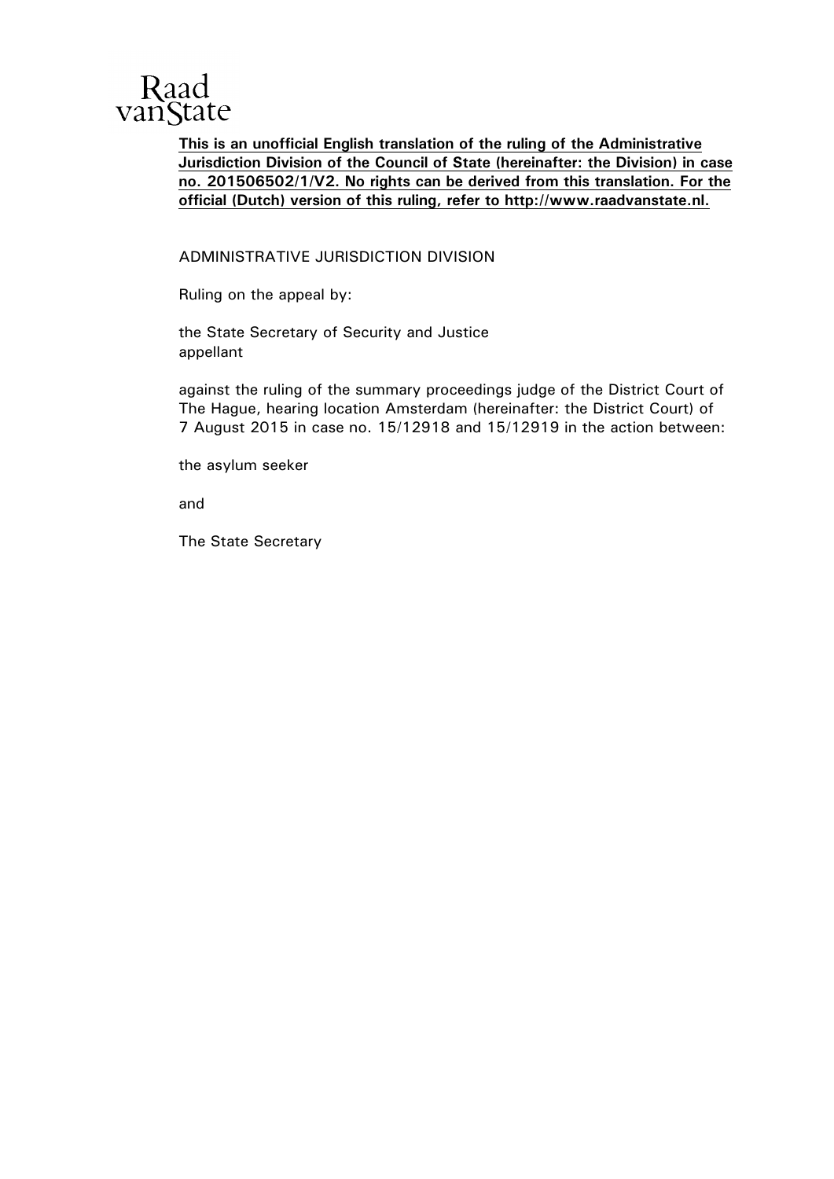Raad vanState

**This is an unofficial English translation of the ruling of the Administrative Jurisdiction Division of the Council of State (hereinafter: the Division) in case no. 201506502/1/V2. No rights can be derived from this translation. For the official (Dutch) version of this ruling, refer to http://www.raadvanstate.nl.**

ADMINISTRATIVE JURISDICTION DIVISION

Ruling on the appeal by:

the State Secretary of Security and Justice
appellant

against the ruling of the summary proceedings judge of the District Court of The Hague, hearing location Amsterdam (hereinafter: the District Court) of 7 August 2015 in case no. 15/12918 and 15/12919 in the action between:

the asylum seeker

and

The State Secretary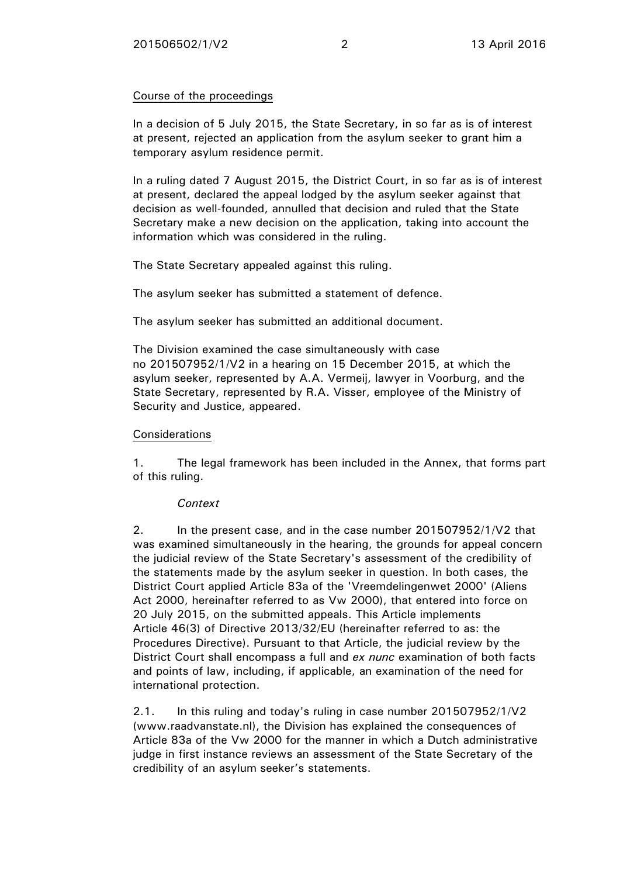Course of the proceedings

In a decision of 5 July 2015, the State Secretary, in so far as is of interest at present, rejected an application from the asylum seeker to grant him a temporary asylum residence permit.

In a ruling dated 7 August 2015, the District Court, in so far as is of interest at present, declared the appeal lodged by the asylum seeker against that decision as well-founded, annulled that decision and ruled that the State Secretary make a new decision on the application, taking into account the information which was considered in the ruling.

The State Secretary appealed against this ruling.

The asylum seeker has submitted a statement of defence.

The asylum seeker has submitted an additional document.

The Division examined the case simultaneously with case no 201507952/1/V2 in a hearing on 15 December 2015, at which the asylum seeker, represented by A.A. Vermeij, lawyer in Voorburg, and the State Secretary, represented by R.A. Visser, employee of the Ministry of Security and Justice, appeared.

Considerations

1. The legal framework has been included in the Annex, that forms part of this ruling.

*Context*

2. In the present case, and in the case number 201507952/1/V2 that was examined simultaneously in the hearing, the grounds for appeal concern the judicial review of the State Secretary's assessment of the credibility of the statements made by the asylum seeker in question. In both cases, the District Court applied Article 83a of the 'Vreemdelingenwet 2000' (Aliens Act 2000, hereinafter referred to as Vw 2000), that entered into force on 20 July 2015, on the submitted appeals. This Article implements Article 46(3) of Directive 2013/32/EU (hereinafter referred to as: the Procedures Directive). Pursuant to that Article, the judicial review by the District Court shall encompass a full and *ex nunc* examination of both facts and points of law, including, if applicable, an examination of the need for international protection.

2.1. In this ruling and today's ruling in case number 201507952/1/V2 (www.raadvanstate.nl), the Division has explained the consequences of Article 83a of the Vw 2000 for the manner in which a Dutch administrative judge in first instance reviews an assessment of the State Secretary of the credibility of an asylum seeker's statements.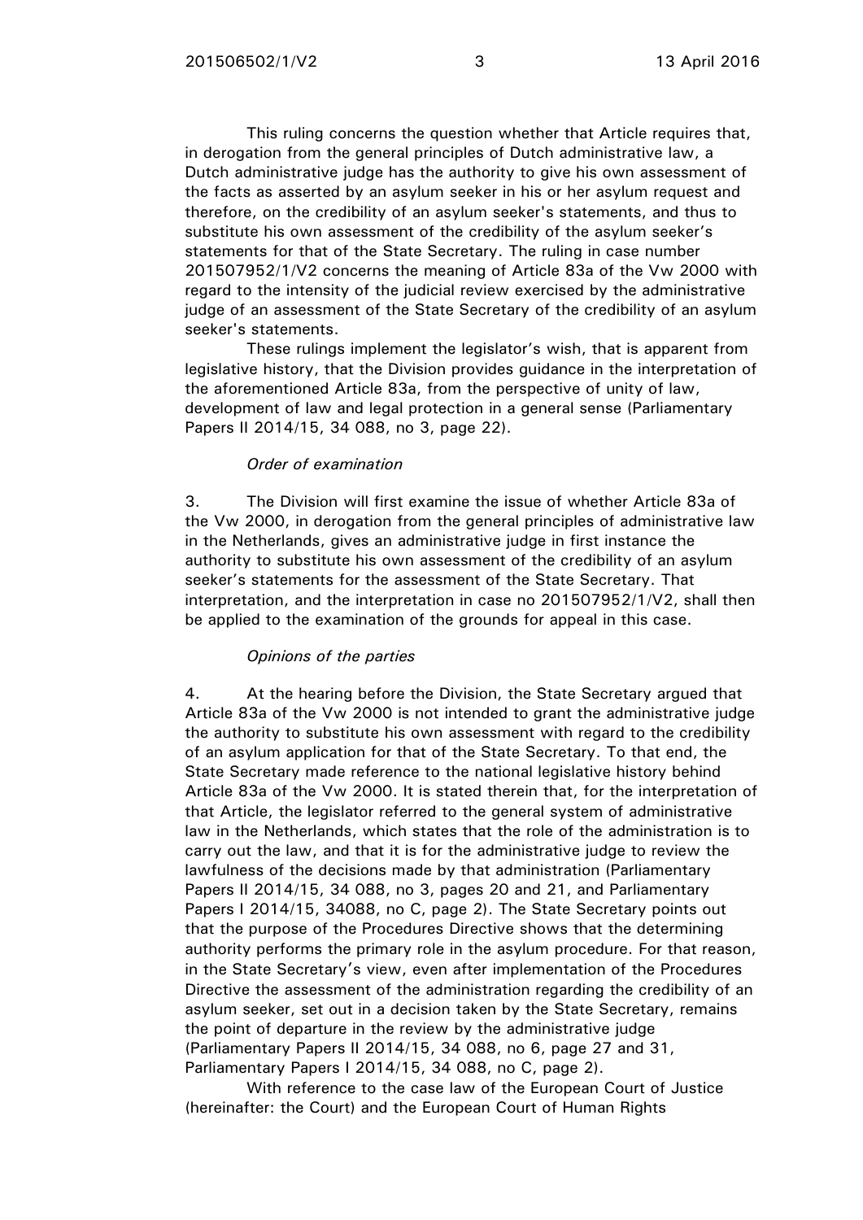This ruling concerns the question whether that Article requires that, in derogation from the general principles of Dutch administrative law, a Dutch administrative judge has the authority to give his own assessment of the facts as asserted by an asylum seeker in his or her asylum request and therefore, on the credibility of an asylum seeker's statements, and thus to substitute his own assessment of the credibility of the asylum seeker's statements for that of the State Secretary. The ruling in case number 201507952/1/V2 concerns the meaning of Article 83a of the Vw 2000 with regard to the intensity of the judicial review exercised by the administrative judge of an assessment of the State Secretary of the credibility of an asylum seeker's statements.

These rulings implement the legislator's wish, that is apparent from legislative history, that the Division provides guidance in the interpretation of the aforementioned Article 83a, from the perspective of unity of law, development of law and legal protection in a general sense (Parliamentary Papers II 2014/15, 34 088, no 3, page 22).

*Order of examination*

3. The Division will first examine the issue of whether Article 83a of the Vw 2000, in derogation from the general principles of administrative law in the Netherlands, gives an administrative judge in first instance the authority to substitute his own assessment of the credibility of an asylum seeker's statements for the assessment of the State Secretary. That interpretation, and the interpretation in case no 201507952/1/V2, shall then be applied to the examination of the grounds for appeal in this case.

*Opinions of the parties*

4. At the hearing before the Division, the State Secretary argued that Article 83a of the Vw 2000 is not intended to grant the administrative judge the authority to substitute his own assessment with regard to the credibility of an asylum application for that of the State Secretary. To that end, the State Secretary made reference to the national legislative history behind Article 83a of the Vw 2000. It is stated therein that, for the interpretation of that Article, the legislator referred to the general system of administrative law in the Netherlands, which states that the role of the administration is to carry out the law, and that it is for the administrative judge to review the lawfulness of the decisions made by that administration (Parliamentary Papers II 2014/15, 34 088, no 3, pages 20 and 21, and Parliamentary Papers I 2014/15, 34088, no C, page 2). The State Secretary points out that the purpose of the Procedures Directive shows that the determining authority performs the primary role in the asylum procedure. For that reason, in the State Secretary's view, even after implementation of the Procedures Directive the assessment of the administration regarding the credibility of an asylum seeker, set out in a decision taken by the State Secretary, remains the point of departure in the review by the administrative judge (Parliamentary Papers II 2014/15, 34 088, no 6, page 27 and 31, Parliamentary Papers I 2014/15, 34 088, no C, page 2).

With reference to the case law of the European Court of Justice (hereinafter: the Court) and the European Court of Human Rights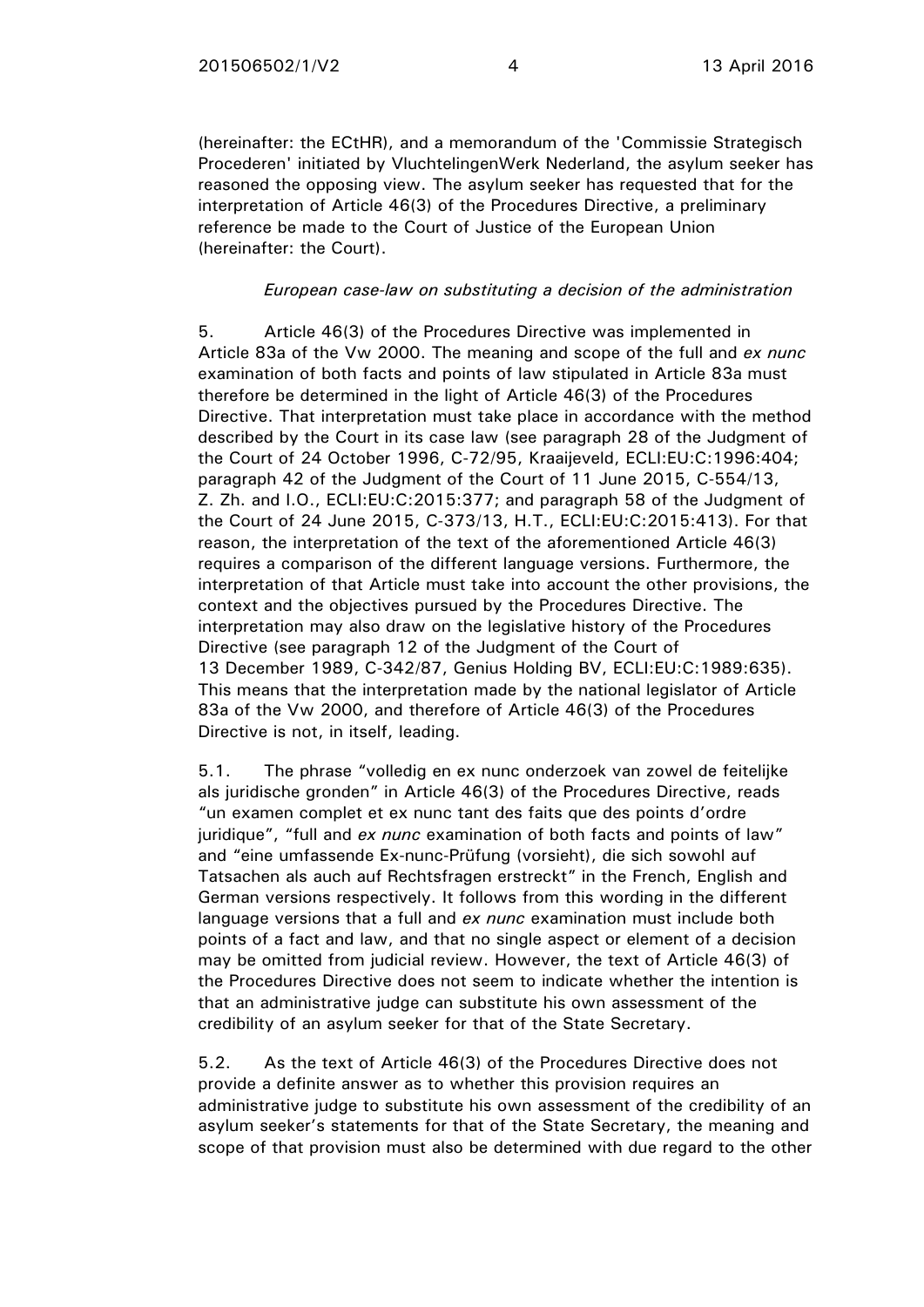(hereinafter: the ECtHR), and a memorandum of the 'Commissie Strategisch Procederen' initiated by VluchtelingenWerk Nederland, the asylum seeker has reasoned the opposing view. The asylum seeker has requested that for the interpretation of Article 46(3) of the Procedures Directive, a preliminary reference be made to the Court of Justice of the European Union (hereinafter: the Court).

*European case-law on substituting a decision of the administration*

5. Article 46(3) of the Procedures Directive was implemented in Article 83a of the Vw 2000. The meaning and scope of the full and *ex nunc* examination of both facts and points of law stipulated in Article 83a must therefore be determined in the light of Article 46(3) of the Procedures Directive. That interpretation must take place in accordance with the method described by the Court in its case law (see paragraph 28 of the Judgment of the Court of 24 October 1996, C-72/95, Kraaijeveld, ECLI:EU:C:1996:404; paragraph 42 of the Judgment of the Court of 11 June 2015, C-554/13, Z. Zh. and I.O., ECLI:EU:C:2015:377; and paragraph 58 of the Judgment of the Court of 24 June 2015, C-373/13, H.T., ECLI:EU:C:2015:413). For that reason, the interpretation of the text of the aforementioned Article 46(3) requires a comparison of the different language versions. Furthermore, the interpretation of that Article must take into account the other provisions, the context and the objectives pursued by the Procedures Directive. The interpretation may also draw on the legislative history of the Procedures Directive (see paragraph 12 of the Judgment of the Court of 13 December 1989, C-342/87, Genius Holding BV, ECLI:EU:C:1989:635). This means that the interpretation made by the national legislator of Article 83a of the Vw 2000, and therefore of Article 46(3) of the Procedures Directive is not, in itself, leading.

5.1. The phrase "volledig en ex nunc onderzoek van zowel de feitelijke als juridische gronden" in Article 46(3) of the Procedures Directive, reads "un examen complet et ex nunc tant des faits que des points d'ordre juridique", "full and *ex nunc* examination of both facts and points of law" and "eine umfassende Ex-nunc-Prüfung (vorsieht), die sich sowohl auf Tatsachen als auch auf Rechtsfragen erstreckt" in the French, English and German versions respectively. It follows from this wording in the different language versions that a full and *ex nunc* examination must include both points of a fact and law, and that no single aspect or element of a decision may be omitted from judicial review. However, the text of Article 46(3) of the Procedures Directive does not seem to indicate whether the intention is that an administrative judge can substitute his own assessment of the credibility of an asylum seeker for that of the State Secretary.

5.2. As the text of Article 46(3) of the Procedures Directive does not provide a definite answer as to whether this provision requires an administrative judge to substitute his own assessment of the credibility of an asylum seeker's statements for that of the State Secretary, the meaning and scope of that provision must also be determined with due regard to the other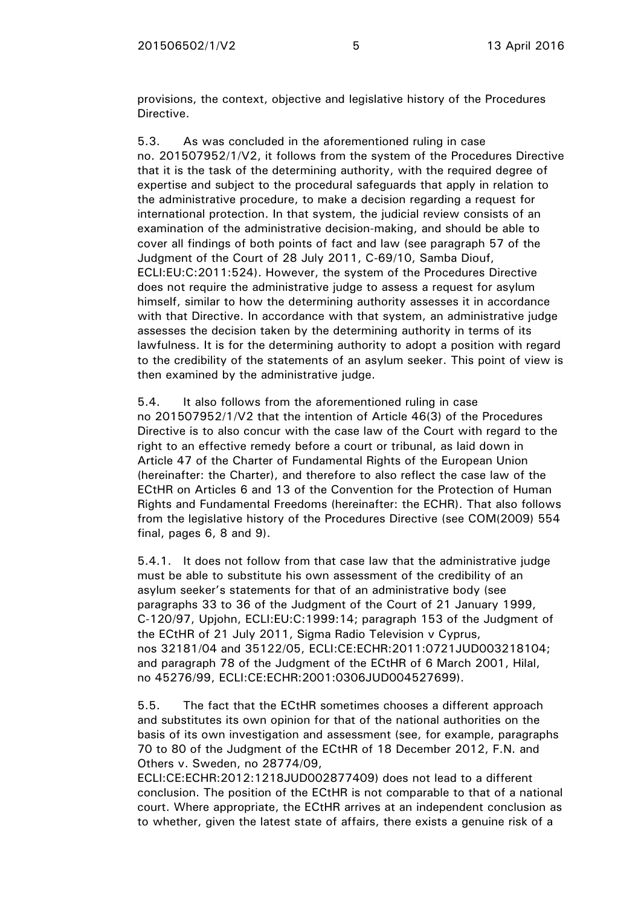provisions, the context, objective and legislative history of the Procedures Directive.

5.3. As was concluded in the aforementioned ruling in case no. 201507952/1/V2, it follows from the system of the Procedures Directive that it is the task of the determining authority, with the required degree of expertise and subject to the procedural safeguards that apply in relation to the administrative procedure, to make a decision regarding a request for international protection. In that system, the judicial review consists of an examination of the administrative decision-making, and should be able to cover all findings of both points of fact and law (see paragraph 57 of the Judgment of the Court of 28 July 2011, C-69/10, Samba Diouf, ECLI:EU:C:2011:524). However, the system of the Procedures Directive does not require the administrative judge to assess a request for asylum himself, similar to how the determining authority assesses it in accordance with that Directive. In accordance with that system, an administrative judge assesses the decision taken by the determining authority in terms of its lawfulness. It is for the determining authority to adopt a position with regard to the credibility of the statements of an asylum seeker. This point of view is then examined by the administrative judge.

5.4. It also follows from the aforementioned ruling in case no 201507952/1/V2 that the intention of Article 46(3) of the Procedures Directive is to also concur with the case law of the Court with regard to the right to an effective remedy before a court or tribunal, as laid down in Article 47 of the Charter of Fundamental Rights of the European Union (hereinafter: the Charter), and therefore to also reflect the case law of the ECtHR on Articles 6 and 13 of the Convention for the Protection of Human Rights and Fundamental Freedoms (hereinafter: the ECHR). That also follows from the legislative history of the Procedures Directive (see COM(2009) 554 final, pages 6, 8 and 9).

5.4.1. It does not follow from that case law that the administrative judge must be able to substitute his own assessment of the credibility of an asylum seeker's statements for that of an administrative body (see paragraphs 33 to 36 of the Judgment of the Court of 21 January 1999, C-120/97, Upjohn, ECLI:EU:C:1999:14; paragraph 153 of the Judgment of the ECtHR of 21 July 2011, Sigma Radio Television v Cyprus, nos 32181/04 and 35122/05, ECLI:CE:ECHR:2011:0721JUD003218104; and paragraph 78 of the Judgment of the ECtHR of 6 March 2001, Hilal, no 45276/99, ECLI:CE:ECHR:2001:0306JUD004527699).

5.5. The fact that the ECtHR sometimes chooses a different approach and substitutes its own opinion for that of the national authorities on the basis of its own investigation and assessment (see, for example, paragraphs 70 to 80 of the Judgment of the ECtHR of 18 December 2012, F.N. and Others v. Sweden, no 28774/09, ECLI:CE:ECHR:2012:1218JUD002877409) does not lead to a different conclusion. The position of the ECtHR is not comparable to that of a national court. Where appropriate, the ECtHR arrives at an independent conclusion as to whether, given the latest state of affairs, there exists a genuine risk of a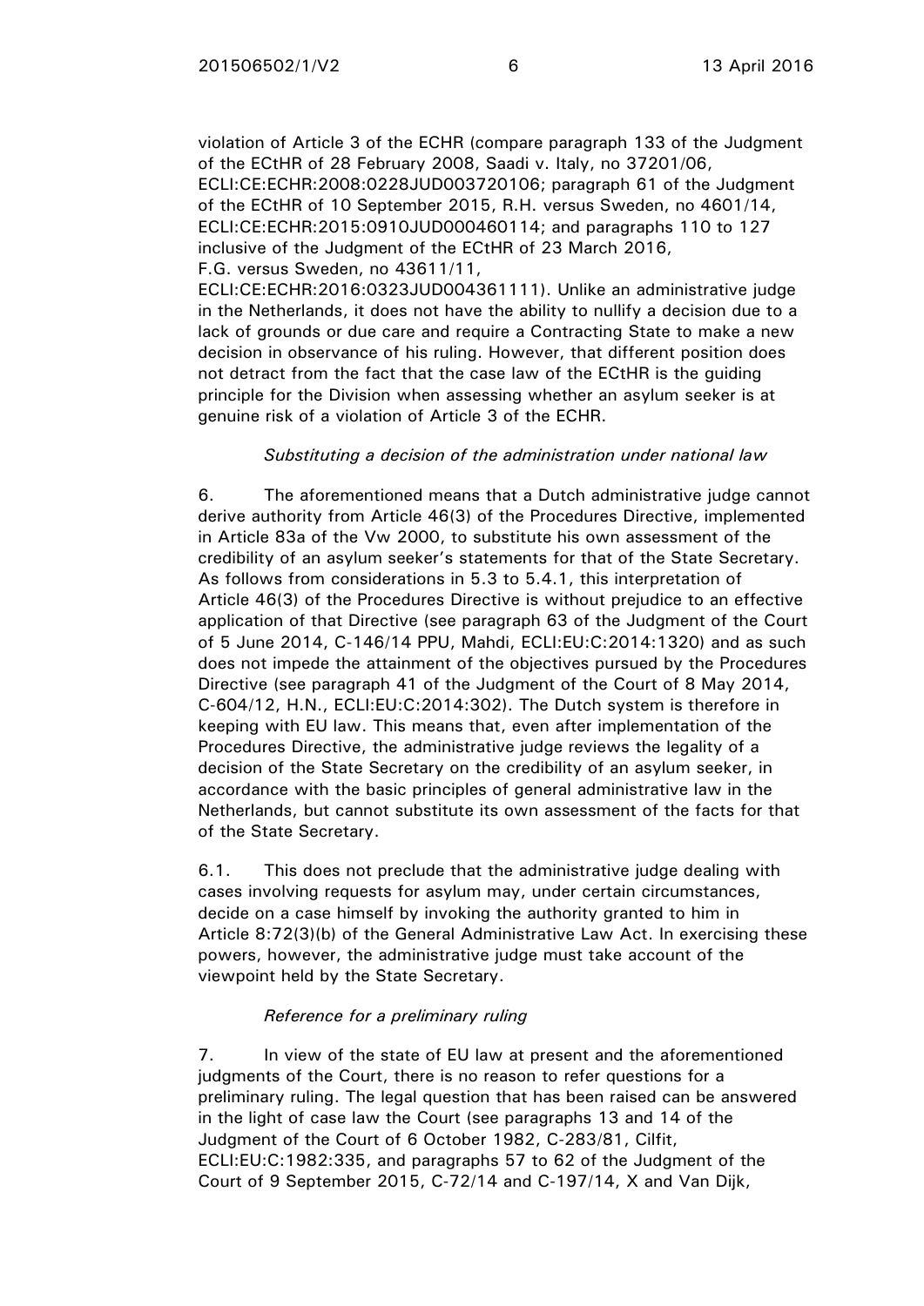violation of Article 3 of the ECHR (compare paragraph 133 of the Judgment of the ECtHR of 28 February 2008, Saadi v. Italy, no 37201/06, ECLI:CE:ECHR:2008:0228JUD003720106; paragraph 61 of the Judgment of the ECtHR of 10 September 2015, R.H. versus Sweden, no 4601/14, ECLI:CE:ECHR:2015:0910JUD000460114; and paragraphs 110 to 127 inclusive of the Judgment of the ECtHR of 23 March 2016, F.G. versus Sweden, no 43611/11, ECLI:CE:ECHR:2016:0323JUD004361111). Unlike an administrative judge in the Netherlands, it does not have the ability to nullify a decision due to a lack of grounds or due care and require a Contracting State to make a new decision in observance of his ruling. However, that different position does not detract from the fact that the case law of the ECtHR is the guiding principle for the Division when assessing whether an asylum seeker is at genuine risk of a violation of Article 3 of the ECHR.

*Substituting a decision of the administration under national law*

6. The aforementioned means that a Dutch administrative judge cannot derive authority from Article 46(3) of the Procedures Directive, implemented in Article 83a of the Vw 2000, to substitute his own assessment of the credibility of an asylum seeker's statements for that of the State Secretary. As follows from considerations in 5.3 to 5.4.1, this interpretation of Article 46(3) of the Procedures Directive is without prejudice to an effective application of that Directive (see paragraph 63 of the Judgment of the Court of 5 June 2014, C-146/14 PPU, Mahdi, ECLI:EU:C:2014:1320) and as such does not impede the attainment of the objectives pursued by the Procedures Directive (see paragraph 41 of the Judgment of the Court of 8 May 2014, C-604/12, H.N., ECLI:EU:C:2014:302). The Dutch system is therefore in keeping with EU law. This means that, even after implementation of the Procedures Directive, the administrative judge reviews the legality of a decision of the State Secretary on the credibility of an asylum seeker, in accordance with the basic principles of general administrative law in the Netherlands, but cannot substitute its own assessment of the facts for that of the State Secretary.

6.1. This does not preclude that the administrative judge dealing with cases involving requests for asylum may, under certain circumstances, decide on a case himself by invoking the authority granted to him in Article 8:72(3)(b) of the General Administrative Law Act. In exercising these powers, however, the administrative judge must take account of the viewpoint held by the State Secretary.

*Reference for a preliminary ruling*

7. In view of the state of EU law at present and the aforementioned judgments of the Court, there is no reason to refer questions for a preliminary ruling. The legal question that has been raised can be answered in the light of case law the Court (see paragraphs 13 and 14 of the Judgment of the Court of 6 October 1982, C-283/81, Cilfit, ECLI:EU:C:1982:335, and paragraphs 57 to 62 of the Judgment of the Court of 9 September 2015, C-72/14 and C-197/14, X and Van Dijk,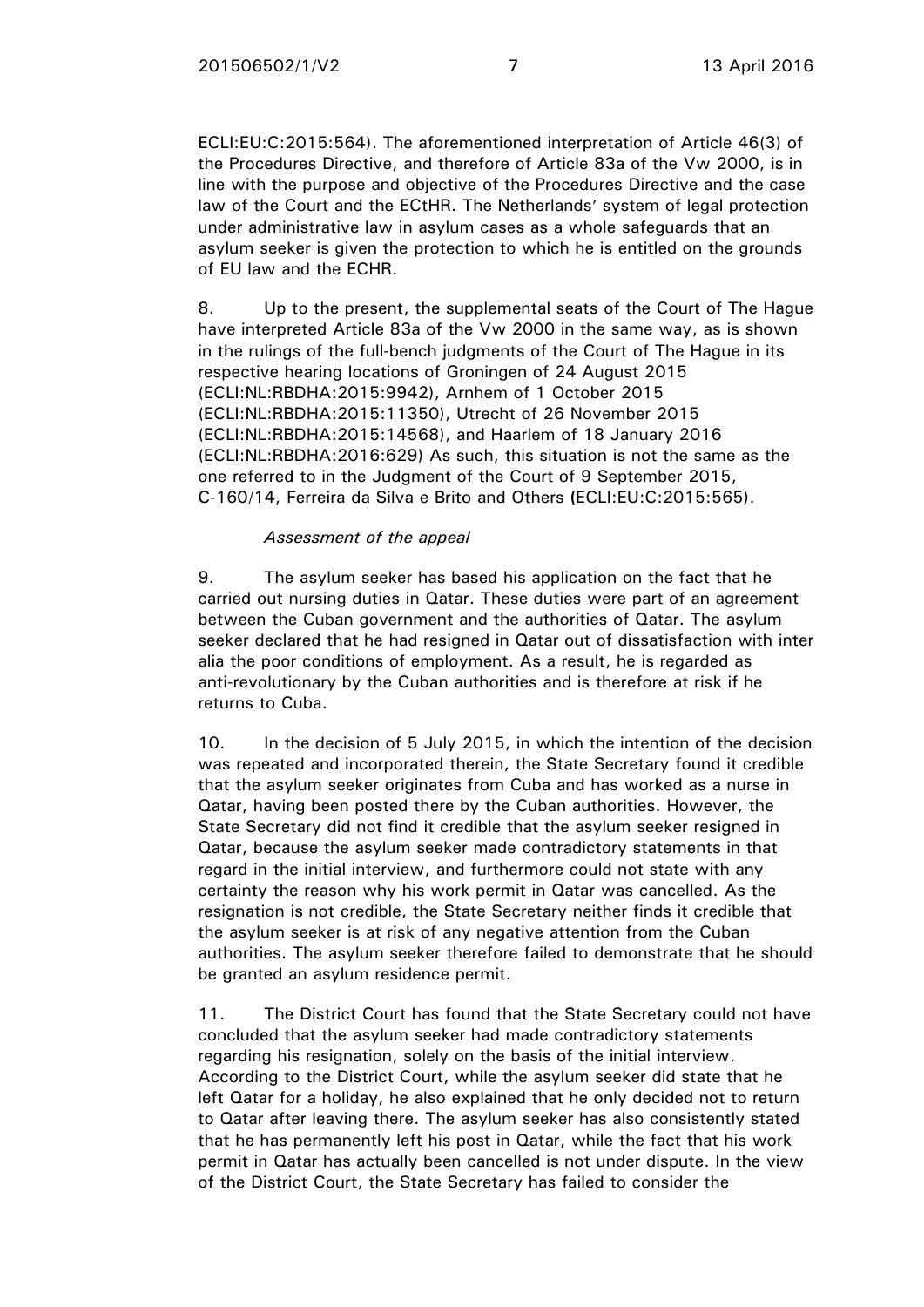ECLI:EU:C:2015:564). The aforementioned interpretation of Article 46(3) of the Procedures Directive, and therefore of Article 83a of the Vw 2000, is in line with the purpose and objective of the Procedures Directive and the case law of the Court and the ECtHR. The Netherlands' system of legal protection under administrative law in asylum cases as a whole safeguards that an asylum seeker is given the protection to which he is entitled on the grounds of EU law and the ECHR.

8. Up to the present, the supplemental seats of the Court of The Hague have interpreted Article 83a of the Vw 2000 in the same way, as is shown in the rulings of the full-bench judgments of the Court of The Hague in its respective hearing locations of Groningen of 24 August 2015 (ECLI:NL:RBDHA:2015:9942), Arnhem of 1 October 2015 (ECLI:NL:RBDHA:2015:11350), Utrecht of 26 November 2015 (ECLI:NL:RBDHA:2015:14568), and Haarlem of 18 January 2016 (ECLI:NL:RBDHA:2016:629) As such, this situation is not the same as the one referred to in the Judgment of the Court of 9 September 2015, C-160/14, Ferreira da Silva e Brito and Others (ECLI:EU:C:2015:565).

*Assessment of the appeal*

9. The asylum seeker has based his application on the fact that he carried out nursing duties in Qatar. These duties were part of an agreement between the Cuban government and the authorities of Qatar. The asylum seeker declared that he had resigned in Qatar out of dissatisfaction with inter alia the poor conditions of employment. As a result, he is regarded as anti-revolutionary by the Cuban authorities and is therefore at risk if he returns to Cuba.

10. In the decision of 5 July 2015, in which the intention of the decision was repeated and incorporated therein, the State Secretary found it credible that the asylum seeker originates from Cuba and has worked as a nurse in Qatar, having been posted there by the Cuban authorities. However, the State Secretary did not find it credible that the asylum seeker resigned in Qatar, because the asylum seeker made contradictory statements in that regard in the initial interview, and furthermore could not state with any certainty the reason why his work permit in Qatar was cancelled. As the resignation is not credible, the State Secretary neither finds it credible that the asylum seeker is at risk of any negative attention from the Cuban authorities. The asylum seeker therefore failed to demonstrate that he should be granted an asylum residence permit.

11. The District Court has found that the State Secretary could not have concluded that the asylum seeker had made contradictory statements regarding his resignation, solely on the basis of the initial interview. According to the District Court, while the asylum seeker did state that he left Qatar for a holiday, he also explained that he only decided not to return to Qatar after leaving there. The asylum seeker has also consistently stated that he has permanently left his post in Qatar, while the fact that his work permit in Qatar has actually been cancelled is not under dispute. In the view of the District Court, the State Secretary has failed to consider the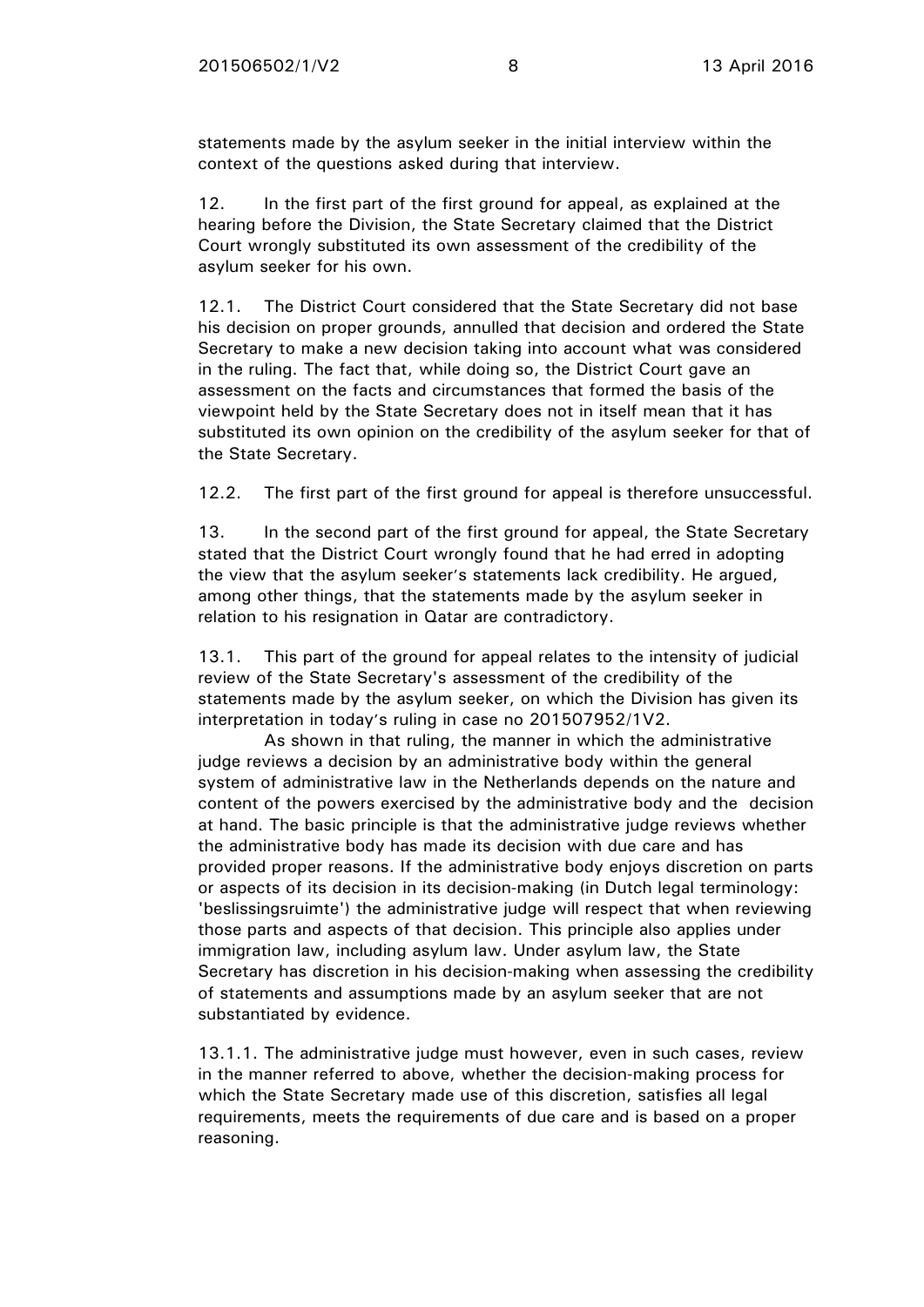statements made by the asylum seeker in the initial interview within the context of the questions asked during that interview.

12. In the first part of the first ground for appeal, as explained at the hearing before the Division, the State Secretary claimed that the District Court wrongly substituted its own assessment of the credibility of the asylum seeker for his own.

12.1. The District Court considered that the State Secretary did not base his decision on proper grounds, annulled that decision and ordered the State Secretary to make a new decision taking into account what was considered in the ruling. The fact that, while doing so, the District Court gave an assessment on the facts and circumstances that formed the basis of the viewpoint held by the State Secretary does not in itself mean that it has substituted its own opinion on the credibility of the asylum seeker for that of the State Secretary.

12.2. The first part of the first ground for appeal is therefore unsuccessful.

13. In the second part of the first ground for appeal, the State Secretary stated that the District Court wrongly found that he had erred in adopting the view that the asylum seeker's statements lack credibility. He argued, among other things, that the statements made by the asylum seeker in relation to his resignation in Qatar are contradictory.

13.1. This part of the ground for appeal relates to the intensity of judicial review of the State Secretary's assessment of the credibility of the statements made by the asylum seeker, on which the Division has given its interpretation in today's ruling in case no 201507952/1V2.

As shown in that ruling, the manner in which the administrative judge reviews a decision by an administrative body within the general system of administrative law in the Netherlands depends on the nature and content of the powers exercised by the administrative body and the decision at hand. The basic principle is that the administrative judge reviews whether the administrative body has made its decision with due care and has provided proper reasons. If the administrative body enjoys discretion on parts or aspects of its decision in its decision-making (in Dutch legal terminology: 'beslissingsruimte') the administrative judge will respect that when reviewing those parts and aspects of that decision. This principle also applies under immigration law, including asylum law. Under asylum law, the State Secretary has discretion in his decision-making when assessing the credibility of statements and assumptions made by an asylum seeker that are not substantiated by evidence.

13.1.1. The administrative judge must however, even in such cases, review in the manner referred to above, whether the decision-making process for which the State Secretary made use of this discretion, satisfies all legal requirements, meets the requirements of due care and is based on a proper reasoning.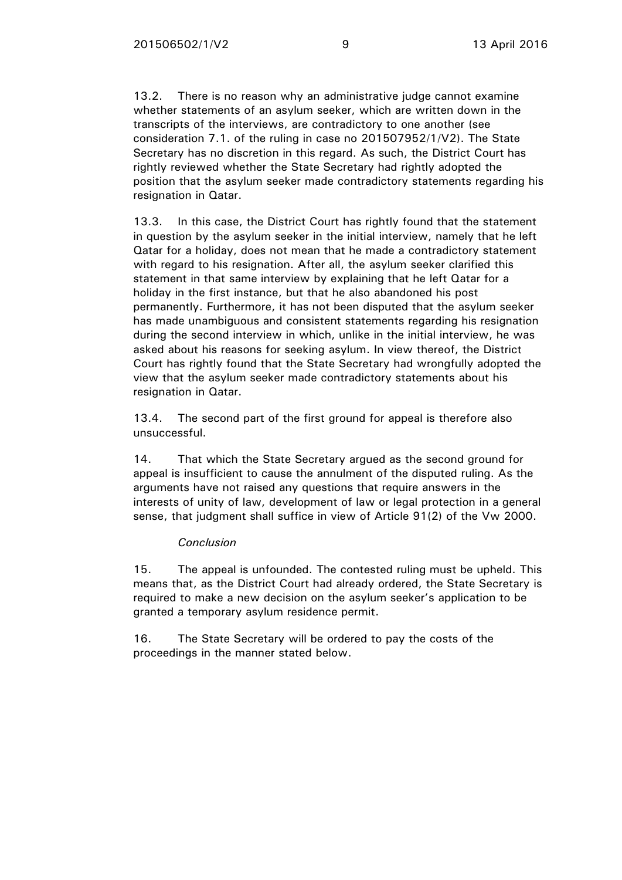13.2. There is no reason why an administrative judge cannot examine whether statements of an asylum seeker, which are written down in the transcripts of the interviews, are contradictory to one another (see consideration 7.1. of the ruling in case no 201507952/1/V2). The State Secretary has no discretion in this regard. As such, the District Court has rightly reviewed whether the State Secretary had rightly adopted the position that the asylum seeker made contradictory statements regarding his resignation in Qatar.

13.3. In this case, the District Court has rightly found that the statement in question by the asylum seeker in the initial interview, namely that he left Qatar for a holiday, does not mean that he made a contradictory statement with regard to his resignation. After all, the asylum seeker clarified this statement in that same interview by explaining that he left Qatar for a holiday in the first instance, but that he also abandoned his post permanently. Furthermore, it has not been disputed that the asylum seeker has made unambiguous and consistent statements regarding his resignation during the second interview in which, unlike in the initial interview, he was asked about his reasons for seeking asylum. In view thereof, the District Court has rightly found that the State Secretary had wrongfully adopted the view that the asylum seeker made contradictory statements about his resignation in Qatar.

13.4. The second part of the first ground for appeal is therefore also unsuccessful.

14. That which the State Secretary argued as the second ground for appeal is insufficient to cause the annulment of the disputed ruling. As the arguments have not raised any questions that require answers in the interests of unity of law, development of law or legal protection in a general sense, that judgment shall suffice in view of Article 91(2) of the Vw 2000.

*Conclusion*

15. The appeal is unfounded. The contested ruling must be upheld. This means that, as the District Court had already ordered, the State Secretary is required to make a new decision on the asylum seeker's application to be granted a temporary asylum residence permit.

16. The State Secretary will be ordered to pay the costs of the proceedings in the manner stated below.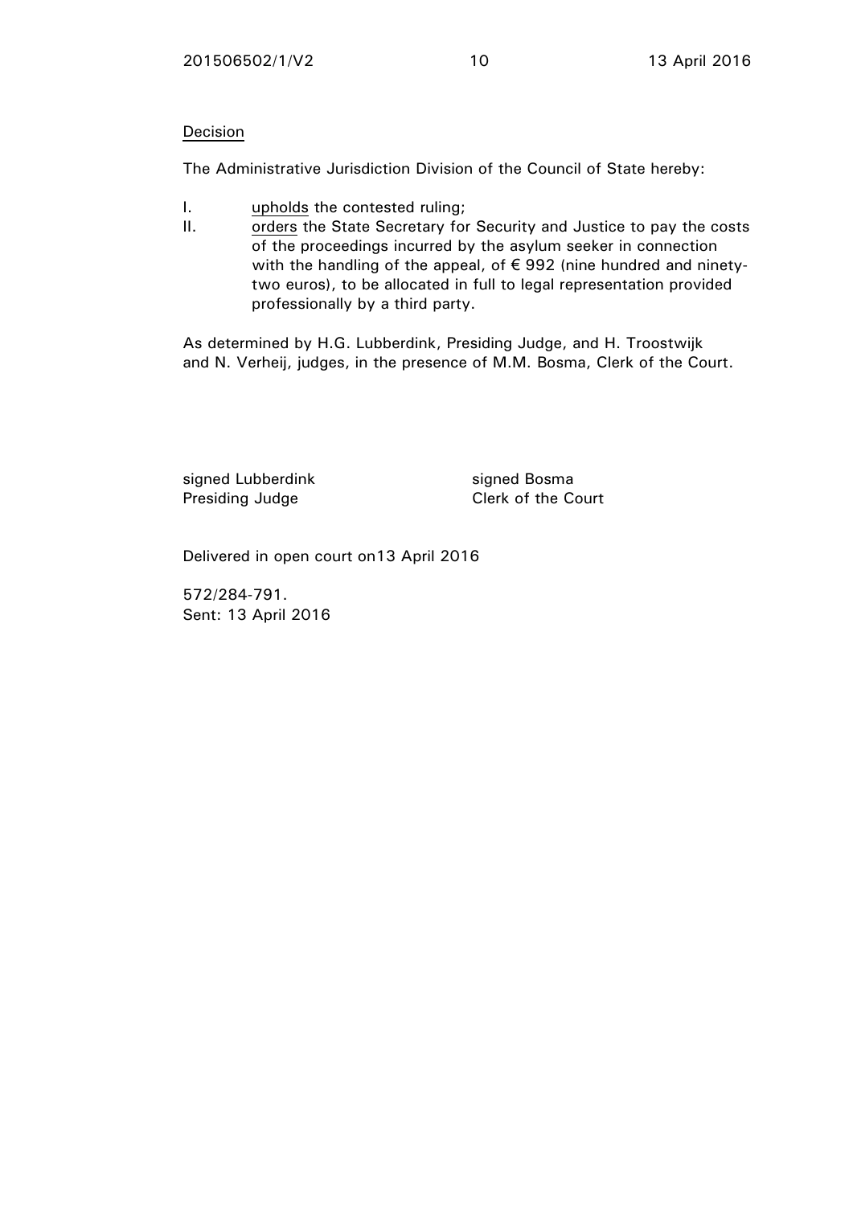<u>Decision</u>

The Administrative Jurisdiction Division of the Council of State hereby:

I. <u>upholds</u> the contested ruling;

II. <u>orders</u> the State Secretary for Security and Justice to pay the costs of the proceedings incurred by the asylum seeker in connection with the handling of the appeal, of € 992 (nine hundred and ninety-two euros), to be allocated in full to legal representation provided professionally by a third party.

As determined by H.G. Lubberdink, Presiding Judge, and H. Troostwijk and N. Verheij, judges, in the presence of M.M. Bosma, Clerk of the Court.

signed Lubberdink
Presiding Judge

signed Bosma
Clerk of the Court

Delivered in open court on13 April 2016

572/284-791.
Sent: 13 April 2016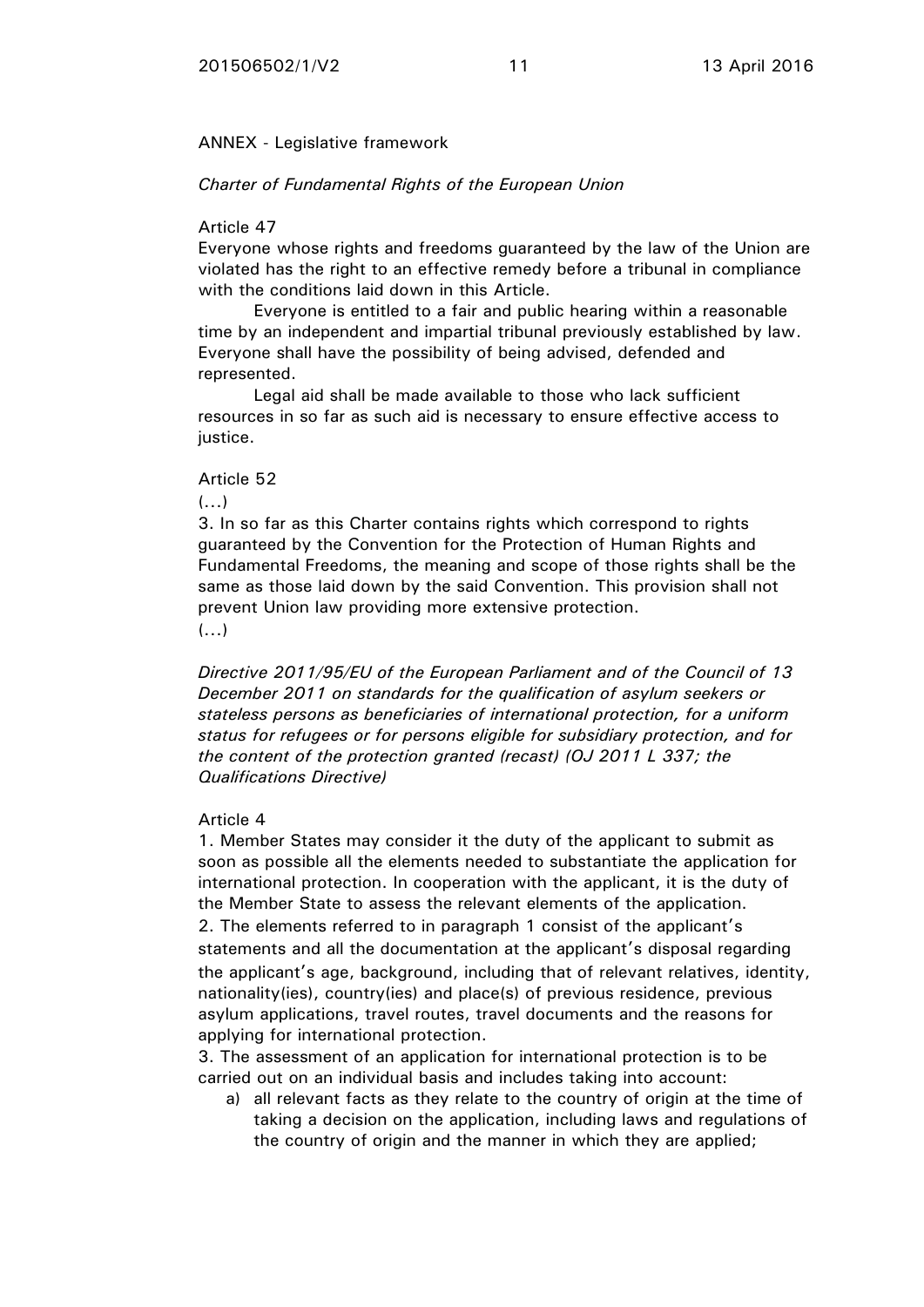ANNEX - Legislative framework

*Charter of Fundamental Rights of the European Union*

Article 47

Everyone whose rights and freedoms guaranteed by the law of the Union are violated has the right to an effective remedy before a tribunal in compliance with the conditions laid down in this Article.

Everyone is entitled to a fair and public hearing within a reasonable time by an independent and impartial tribunal previously established by law. Everyone shall have the possibility of being advised, defended and represented.

Legal aid shall be made available to those who lack sufficient resources in so far as such aid is necessary to ensure effective access to justice.

Article 52

(...)

3. In so far as this Charter contains rights which correspond to rights guaranteed by the Convention for the Protection of Human Rights and Fundamental Freedoms, the meaning and scope of those rights shall be the same as those laid down by the said Convention. This provision shall not prevent Union law providing more extensive protection.

(...)

*Directive 2011/95/EU of the European Parliament and of the Council of 13 December 2011 on standards for the qualification of asylum seekers or stateless persons as beneficiaries of international protection, for a uniform status for refugees or for persons eligible for subsidiary protection, and for the content of the protection granted (recast) (OJ 2011 L 337; the Qualifications Directive)*

Article 4

1. Member States may consider it the duty of the applicant to submit as soon as possible all the elements needed to substantiate the application for international protection. In cooperation with the applicant, it is the duty of the Member State to assess the relevant elements of the application.

2. The elements referred to in paragraph 1 consist of the applicant's statements and all the documentation at the applicant's disposal regarding the applicant's age, background, including that of relevant relatives, identity, nationality(ies), country(ies) and place(s) of previous residence, previous asylum applications, travel routes, travel documents and the reasons for applying for international protection.

3. The assessment of an application for international protection is to be carried out on an individual basis and includes taking into account:

a) all relevant facts as they relate to the country of origin at the time of taking a decision on the application, including laws and regulations of the country of origin and the manner in which they are applied;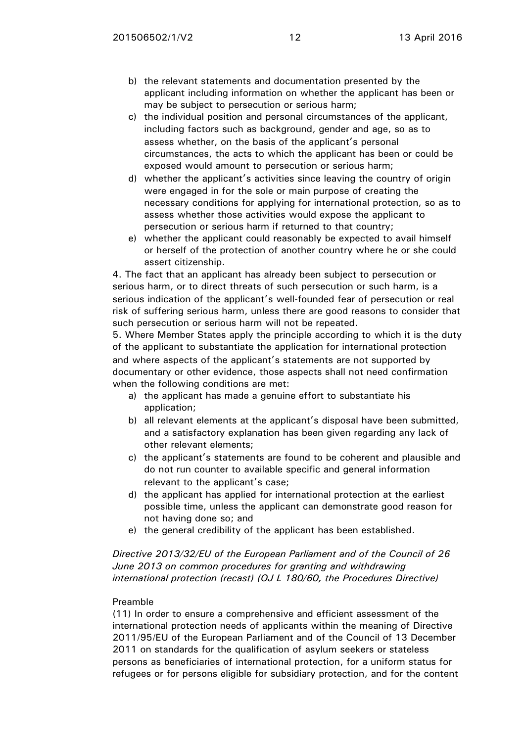b) the relevant statements and documentation presented by the applicant including information on whether the applicant has been or may be subject to persecution or serious harm;
c) the individual position and personal circumstances of the applicant, including factors such as background, gender and age, so as to assess whether, on the basis of the applicant's personal circumstances, the acts to which the applicant has been or could be exposed would amount to persecution or serious harm;
d) whether the applicant's activities since leaving the country of origin were engaged in for the sole or main purpose of creating the necessary conditions for applying for international protection, so as to assess whether those activities would expose the applicant to persecution or serious harm if returned to that country;
e) whether the applicant could reasonably be expected to avail himself or herself of the protection of another country where he or she could assert citizenship.

4. The fact that an applicant has already been subject to persecution or serious harm, or to direct threats of such persecution or such harm, is a serious indication of the applicant's well-founded fear of persecution or real risk of suffering serious harm, unless there are good reasons to consider that such persecution or serious harm will not be repeated.

5. Where Member States apply the principle according to which it is the duty of the applicant to substantiate the application for international protection and where aspects of the applicant's statements are not supported by documentary or other evidence, those aspects shall not need confirmation when the following conditions are met:

a) the applicant has made a genuine effort to substantiate his application;
b) all relevant elements at the applicant's disposal have been submitted, and a satisfactory explanation has been given regarding any lack of other relevant elements;
c) the applicant's statements are found to be coherent and plausible and do not run counter to available specific and general information relevant to the applicant's case;
d) the applicant has applied for international protection at the earliest possible time, unless the applicant can demonstrate good reason for not having done so; and
e) the general credibility of the applicant has been established.

*Directive 2013/32/EU of the European Parliament and of the Council of 26 June 2013 on common procedures for granting and withdrawing international protection (recast) (OJ L 180/60, the Procedures Directive)*

Preamble

(11) In order to ensure a comprehensive and efficient assessment of the international protection needs of applicants within the meaning of Directive 2011/95/EU of the European Parliament and of the Council of 13 December 2011 on standards for the qualification of asylum seekers or stateless persons as beneficiaries of international protection, for a uniform status for refugees or for persons eligible for subsidiary protection, and for the content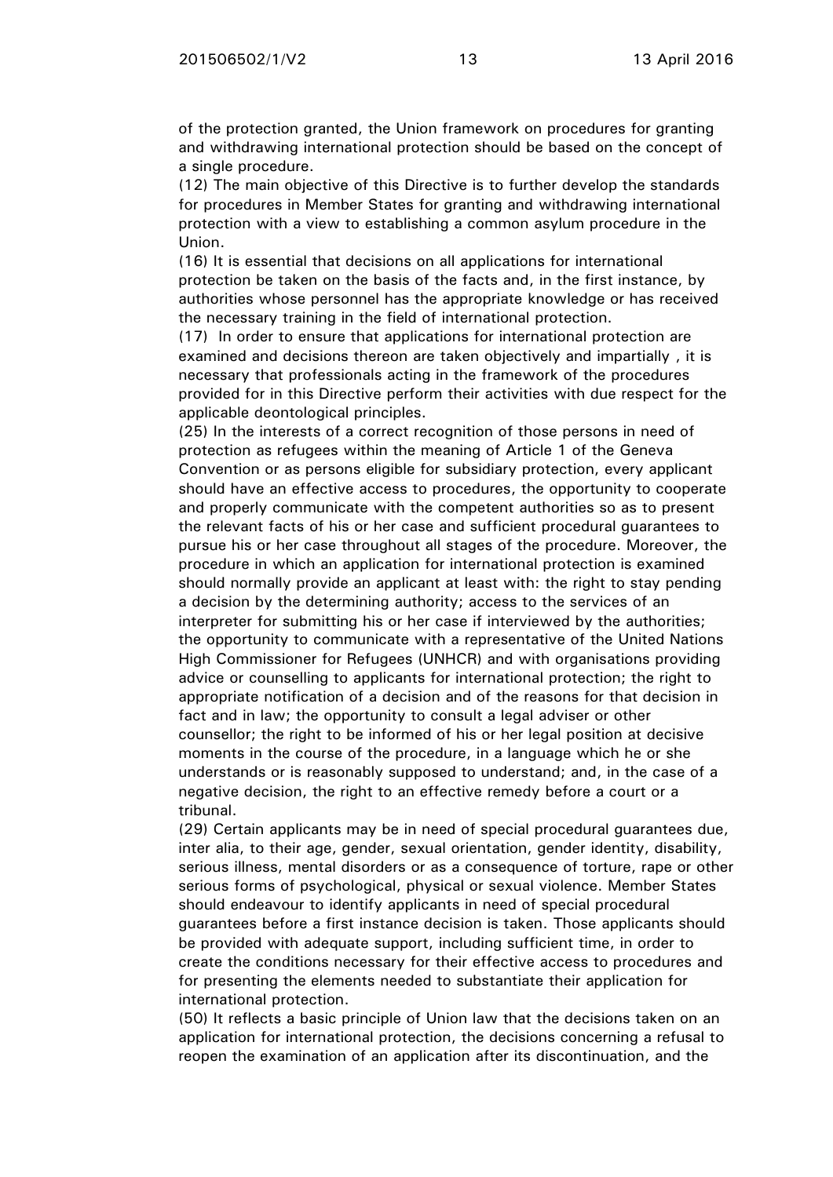of the protection granted, the Union framework on procedures for granting and withdrawing international protection should be based on the concept of a single procedure.

(12) The main objective of this Directive is to further develop the standards for procedures in Member States for granting and withdrawing international protection with a view to establishing a common asylum procedure in the Union.

(16) It is essential that decisions on all applications for international protection be taken on the basis of the facts and, in the first instance, by authorities whose personnel has the appropriate knowledge or has received the necessary training in the field of international protection.

(17) In order to ensure that applications for international protection are examined and decisions thereon are taken objectively and impartially , it is necessary that professionals acting in the framework of the procedures provided for in this Directive perform their activities with due respect for the applicable deontological principles.

(25) In the interests of a correct recognition of those persons in need of protection as refugees within the meaning of Article 1 of the Geneva Convention or as persons eligible for subsidiary protection, every applicant should have an effective access to procedures, the opportunity to cooperate and properly communicate with the competent authorities so as to present the relevant facts of his or her case and sufficient procedural guarantees to pursue his or her case throughout all stages of the procedure. Moreover, the procedure in which an application for international protection is examined should normally provide an applicant at least with: the right to stay pending a decision by the determining authority; access to the services of an interpreter for submitting his or her case if interviewed by the authorities; the opportunity to communicate with a representative of the United Nations High Commissioner for Refugees (UNHCR) and with organisations providing advice or counselling to applicants for international protection; the right to appropriate notification of a decision and of the reasons for that decision in fact and in law; the opportunity to consult a legal adviser or other counsellor; the right to be informed of his or her legal position at decisive moments in the course of the procedure, in a language which he or she understands or is reasonably supposed to understand; and, in the case of a negative decision, the right to an effective remedy before a court or a tribunal.

(29) Certain applicants may be in need of special procedural guarantees due, inter alia, to their age, gender, sexual orientation, gender identity, disability, serious illness, mental disorders or as a consequence of torture, rape or other serious forms of psychological, physical or sexual violence. Member States should endeavour to identify applicants in need of special procedural guarantees before a first instance decision is taken. Those applicants should be provided with adequate support, including sufficient time, in order to create the conditions necessary for their effective access to procedures and for presenting the elements needed to substantiate their application for international protection.

(50) It reflects a basic principle of Union law that the decisions taken on an application for international protection, the decisions concerning a refusal to reopen the examination of an application after its discontinuation, and the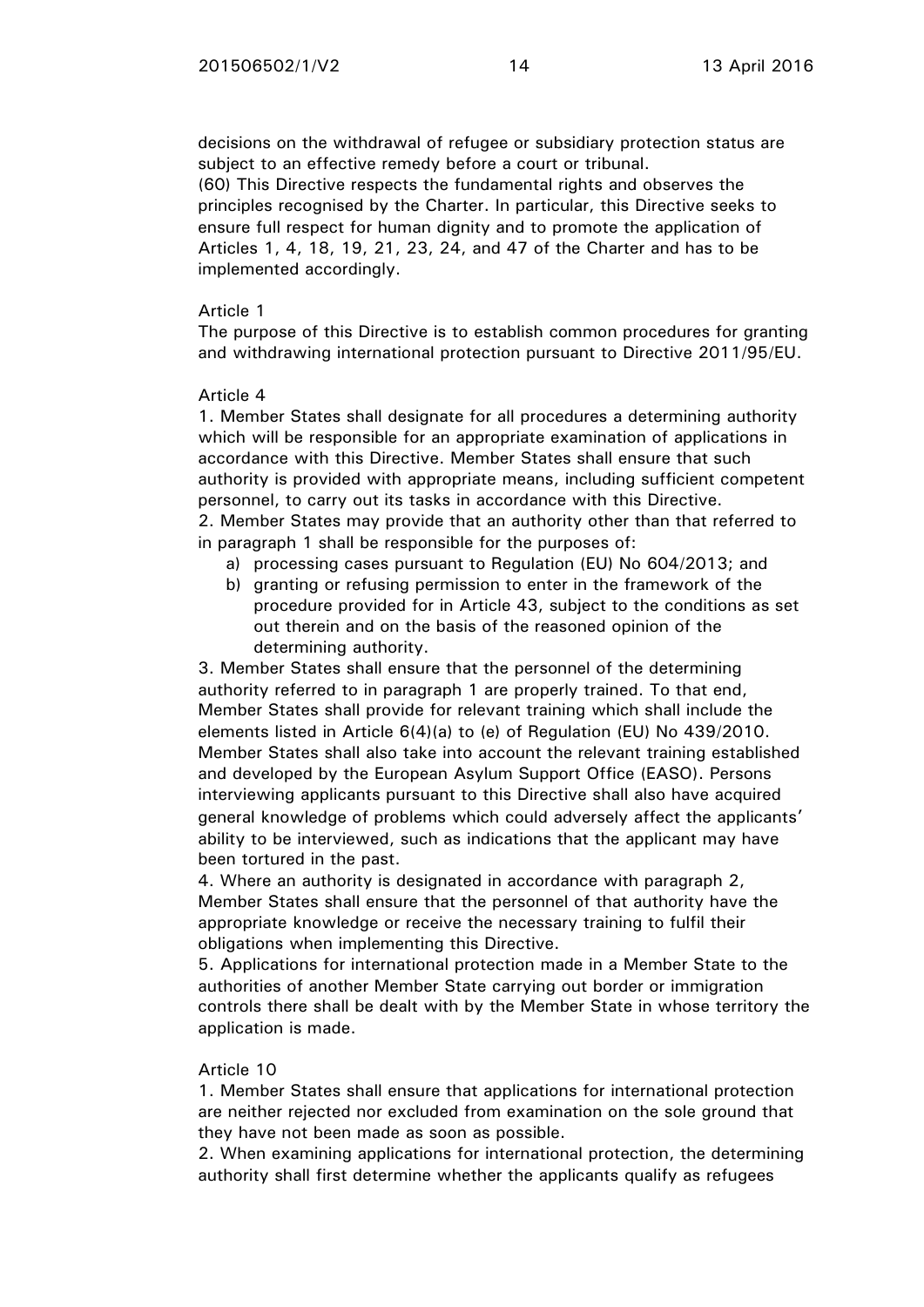decisions on the withdrawal of refugee or subsidiary protection status are subject to an effective remedy before a court or tribunal.

(60) This Directive respects the fundamental rights and observes the principles recognised by the Charter. In particular, this Directive seeks to ensure full respect for human dignity and to promote the application of Articles 1, 4, 18, 19, 21, 23, 24, and 47 of the Charter and has to be implemented accordingly.

Article 1

The purpose of this Directive is to establish common procedures for granting and withdrawing international protection pursuant to Directive 2011/95/EU.

Article 4

1. Member States shall designate for all procedures a determining authority which will be responsible for an appropriate examination of applications in accordance with this Directive. Member States shall ensure that such authority is provided with appropriate means, including sufficient competent personnel, to carry out its tasks in accordance with this Directive.

2. Member States may provide that an authority other than that referred to in paragraph 1 shall be responsible for the purposes of:

a) processing cases pursuant to Regulation (EU) No 604/2013; and
b) granting or refusing permission to enter in the framework of the procedure provided for in Article 43, subject to the conditions as set out therein and on the basis of the reasoned opinion of the determining authority.

3. Member States shall ensure that the personnel of the determining authority referred to in paragraph 1 are properly trained. To that end, Member States shall provide for relevant training which shall include the elements listed in Article 6(4)(a) to (e) of Regulation (EU) No 439/2010. Member States shall also take into account the relevant training established and developed by the European Asylum Support Office (EASO). Persons interviewing applicants pursuant to this Directive shall also have acquired general knowledge of problems which could adversely affect the applicants' ability to be interviewed, such as indications that the applicant may have been tortured in the past.

4. Where an authority is designated in accordance with paragraph 2, Member States shall ensure that the personnel of that authority have the appropriate knowledge or receive the necessary training to fulfil their obligations when implementing this Directive.

5. Applications for international protection made in a Member State to the authorities of another Member State carrying out border or immigration controls there shall be dealt with by the Member State in whose territory the application is made.

Article 10

1. Member States shall ensure that applications for international protection are neither rejected nor excluded from examination on the sole ground that they have not been made as soon as possible.

2. When examining applications for international protection, the determining authority shall first determine whether the applicants qualify as refugees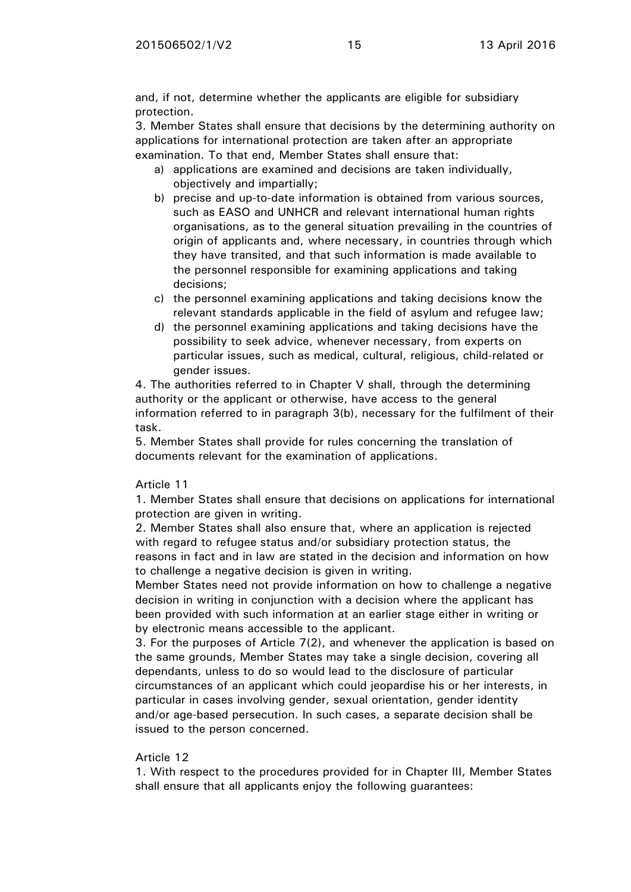and, if not, determine whether the applicants are eligible for subsidiary protection.

3. Member States shall ensure that decisions by the determining authority on applications for international protection are taken after an appropriate examination. To that end, Member States shall ensure that:

a) applications are examined and decisions are taken individually, objectively and impartially;
b) precise and up-to-date information is obtained from various sources, such as EASO and UNHCR and relevant international human rights organisations, as to the general situation prevailing in the countries of origin of applicants and, where necessary, in countries through which they have transited, and that such information is made available to the personnel responsible for examining applications and taking decisions;
c) the personnel examining applications and taking decisions know the relevant standards applicable in the field of asylum and refugee law;
d) the personnel examining applications and taking decisions have the possibility to seek advice, whenever necessary, from experts on particular issues, such as medical, cultural, religious, child-related or gender issues.

4. The authorities referred to in Chapter V shall, through the determining authority or the applicant or otherwise, have access to the general information referred to in paragraph 3(b), necessary for the fulfilment of their task.

5. Member States shall provide for rules concerning the translation of documents relevant for the examination of applications.

Article 11

1. Member States shall ensure that decisions on applications for international protection are given in writing.

2. Member States shall also ensure that, where an application is rejected with regard to refugee status and/or subsidiary protection status, the reasons in fact and in law are stated in the decision and information on how to challenge a negative decision is given in writing.

Member States need not provide information on how to challenge a negative decision in writing in conjunction with a decision where the applicant has been provided with such information at an earlier stage either in writing or by electronic means accessible to the applicant.

3. For the purposes of Article 7(2), and whenever the application is based on the same grounds, Member States may take a single decision, covering all dependants, unless to do so would lead to the disclosure of particular circumstances of an applicant which could jeopardise his or her interests, in particular in cases involving gender, sexual orientation, gender identity and/or age-based persecution. In such cases, a separate decision shall be issued to the person concerned.

Article 12

1. With respect to the procedures provided for in Chapter III, Member States shall ensure that all applicants enjoy the following guarantees: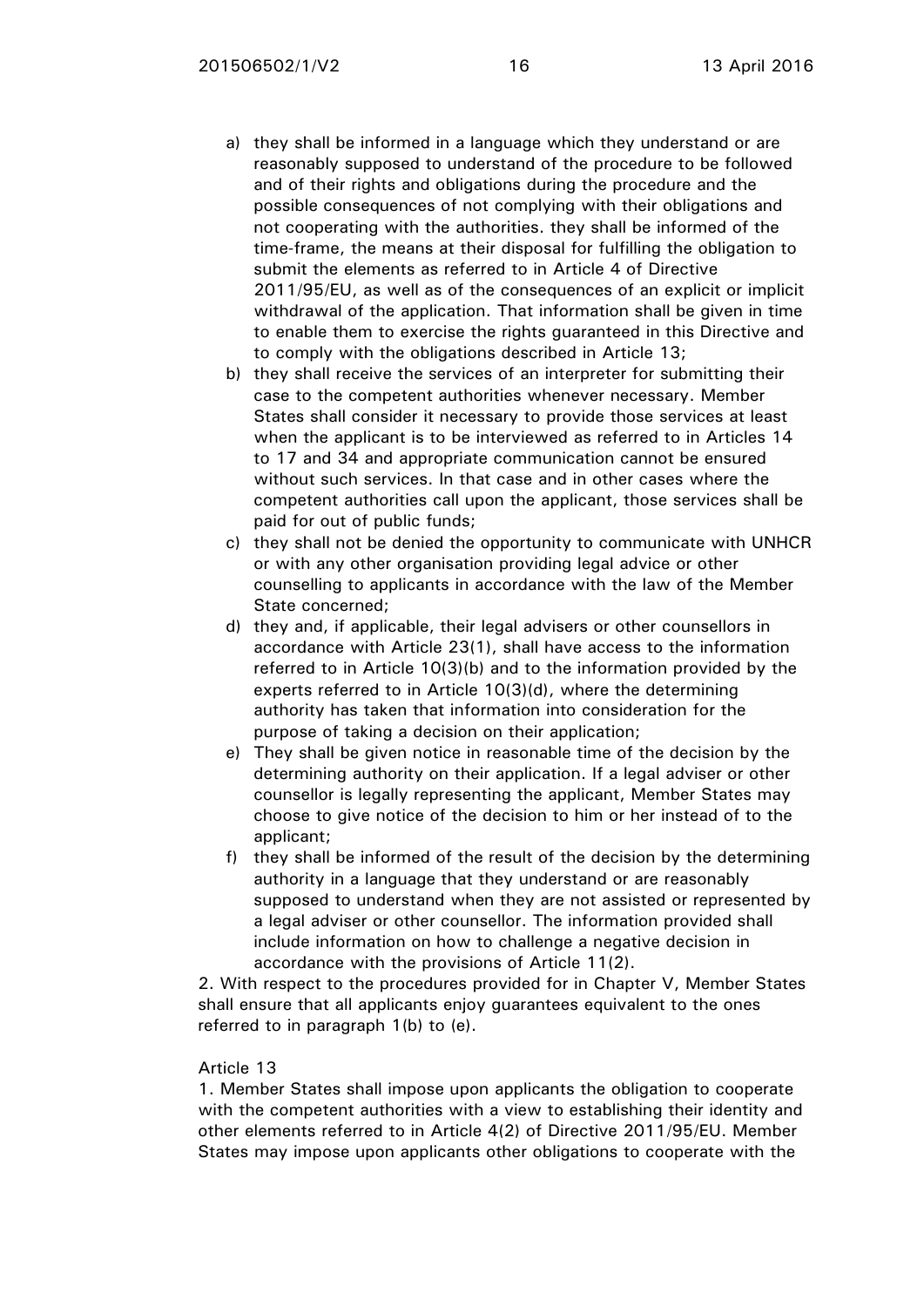a) they shall be informed in a language which they understand or are reasonably supposed to understand of the procedure to be followed and of their rights and obligations during the procedure and the possible consequences of not complying with their obligations and not cooperating with the authorities. they shall be informed of the time-frame, the means at their disposal for fulfilling the obligation to submit the elements as referred to in Article 4 of Directive 2011/95/EU, as well as of the consequences of an explicit or implicit withdrawal of the application. That information shall be given in time to enable them to exercise the rights guaranteed in this Directive and to comply with the obligations described in Article 13;

b) they shall receive the services of an interpreter for submitting their case to the competent authorities whenever necessary. Member States shall consider it necessary to provide those services at least when the applicant is to be interviewed as referred to in Articles 14 to 17 and 34 and appropriate communication cannot be ensured without such services. In that case and in other cases where the competent authorities call upon the applicant, those services shall be paid for out of public funds;

c) they shall not be denied the opportunity to communicate with UNHCR or with any other organisation providing legal advice or other counselling to applicants in accordance with the law of the Member State concerned;

d) they and, if applicable, their legal advisers or other counsellors in accordance with Article 23(1), shall have access to the information referred to in Article 10(3)(b) and to the information provided by the experts referred to in Article 10(3)(d), where the determining authority has taken that information into consideration for the purpose of taking a decision on their application;

e) They shall be given notice in reasonable time of the decision by the determining authority on their application. If a legal adviser or other counsellor is legally representing the applicant, Member States may choose to give notice of the decision to him or her instead of to the applicant;

f) they shall be informed of the result of the decision by the determining authority in a language that they understand or are reasonably supposed to understand when they are not assisted or represented by a legal adviser or other counsellor. The information provided shall include information on how to challenge a negative decision in accordance with the provisions of Article 11(2).

2. With respect to the procedures provided for in Chapter V, Member States shall ensure that all applicants enjoy guarantees equivalent to the ones referred to in paragraph 1(b) to (e).

Article 13

1. Member States shall impose upon applicants the obligation to cooperate with the competent authorities with a view to establishing their identity and other elements referred to in Article 4(2) of Directive 2011/95/EU. Member States may impose upon applicants other obligations to cooperate with the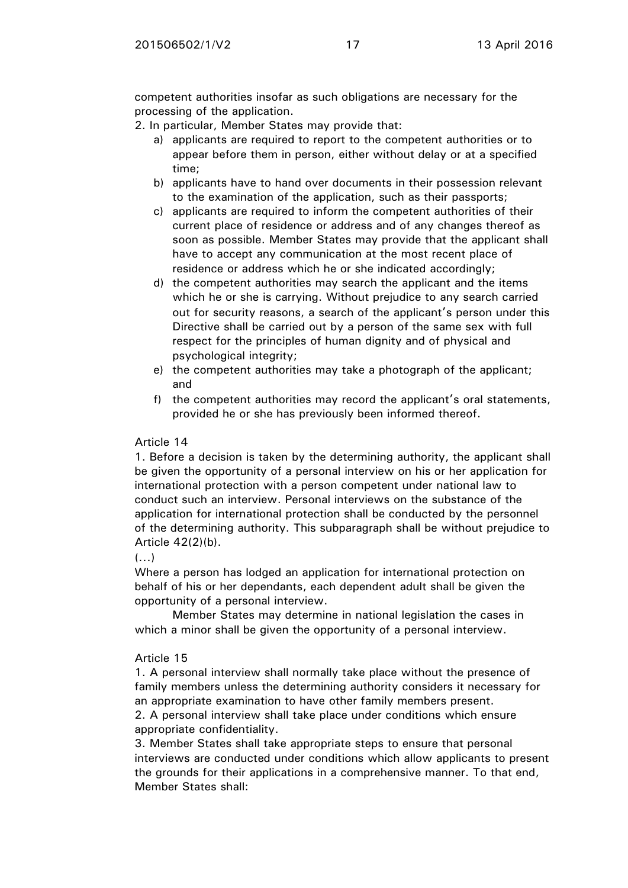competent authorities insofar as such obligations are necessary for the processing of the application.

2. In particular, Member States may provide that:

a) applicants are required to report to the competent authorities or to appear before them in person, either without delay or at a specified time;
b) applicants have to hand over documents in their possession relevant to the examination of the application, such as their passports;
c) applicants are required to inform the competent authorities of their current place of residence or address and of any changes thereof as soon as possible. Member States may provide that the applicant shall have to accept any communication at the most recent place of residence or address which he or she indicated accordingly;
d) the competent authorities may search the applicant and the items which he or she is carrying. Without prejudice to any search carried out for security reasons, a search of the applicant's person under this Directive shall be carried out by a person of the same sex with full respect for the principles of human dignity and of physical and psychological integrity;
e) the competent authorities may take a photograph of the applicant; and
f) the competent authorities may record the applicant's oral statements, provided he or she has previously been informed thereof.

Article 14

1. Before a decision is taken by the determining authority, the applicant shall be given the opportunity of a personal interview on his or her application for international protection with a person competent under national law to conduct such an interview. Personal interviews on the substance of the application for international protection shall be conducted by the personnel of the determining authority. This subparagraph shall be without prejudice to Article 42(2)(b).

(...)

Where a person has lodged an application for international protection on behalf of his or her dependants, each dependent adult shall be given the opportunity of a personal interview.

Member States may determine in national legislation the cases in which a minor shall be given the opportunity of a personal interview.

Article 15

1. A personal interview shall normally take place without the presence of family members unless the determining authority considers it necessary for an appropriate examination to have other family members present.

2. A personal interview shall take place under conditions which ensure appropriate confidentiality.

3. Member States shall take appropriate steps to ensure that personal interviews are conducted under conditions which allow applicants to present the grounds for their applications in a comprehensive manner. To that end, Member States shall: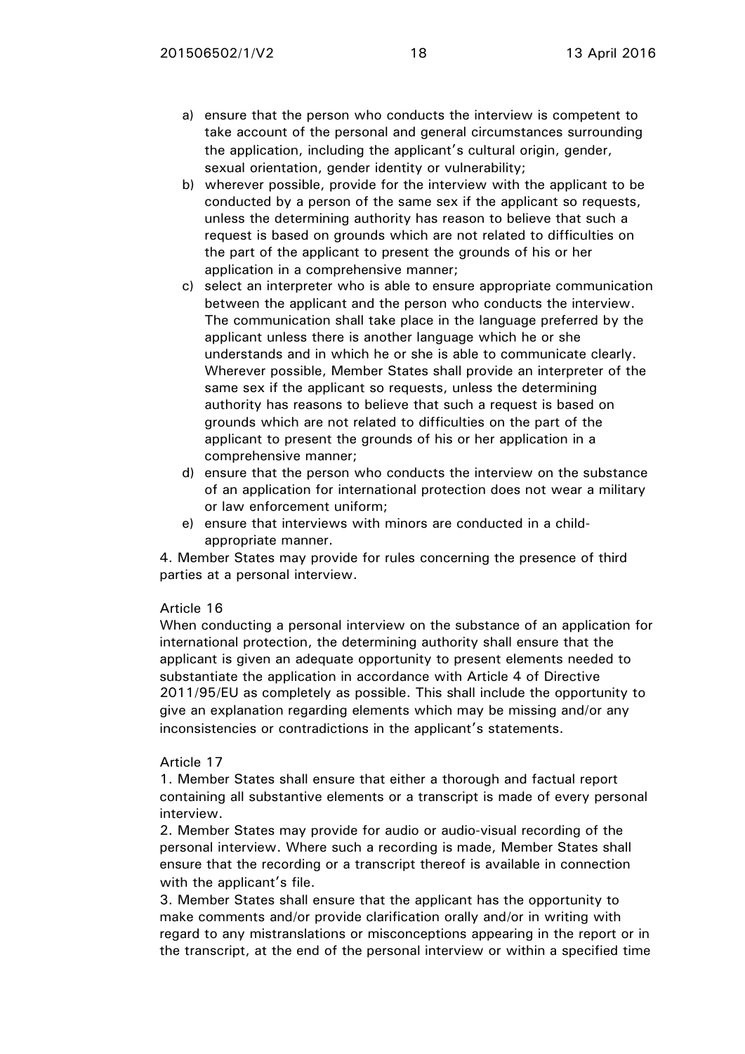a) ensure that the person who conducts the interview is competent to take account of the personal and general circumstances surrounding the application, including the applicant's cultural origin, gender, sexual orientation, gender identity or vulnerability;
b) wherever possible, provide for the interview with the applicant to be conducted by a person of the same sex if the applicant so requests, unless the determining authority has reason to believe that such a request is based on grounds which are not related to difficulties on the part of the applicant to present the grounds of his or her application in a comprehensive manner;
c) select an interpreter who is able to ensure appropriate communication between the applicant and the person who conducts the interview. The communication shall take place in the language preferred by the applicant unless there is another language which he or she understands and in which he or she is able to communicate clearly. Wherever possible, Member States shall provide an interpreter of the same sex if the applicant so requests, unless the determining authority has reasons to believe that such a request is based on grounds which are not related to difficulties on the part of the applicant to present the grounds of his or her application in a comprehensive manner;
d) ensure that the person who conducts the interview on the substance of an application for international protection does not wear a military or law enforcement uniform;
e) ensure that interviews with minors are conducted in a child-appropriate manner.

4. Member States may provide for rules concerning the presence of third parties at a personal interview.

Article 16

When conducting a personal interview on the substance of an application for international protection, the determining authority shall ensure that the applicant is given an adequate opportunity to present elements needed to substantiate the application in accordance with Article 4 of Directive 2011/95/EU as completely as possible. This shall include the opportunity to give an explanation regarding elements which may be missing and/or any inconsistencies or contradictions in the applicant's statements.

Article 17

1. Member States shall ensure that either a thorough and factual report containing all substantive elements or a transcript is made of every personal interview.

2. Member States may provide for audio or audio-visual recording of the personal interview. Where such a recording is made, Member States shall ensure that the recording or a transcript thereof is available in connection with the applicant's file.

3. Member States shall ensure that the applicant has the opportunity to make comments and/or provide clarification orally and/or in writing with regard to any mistranslations or misconceptions appearing in the report or in the transcript, at the end of the personal interview or within a specified time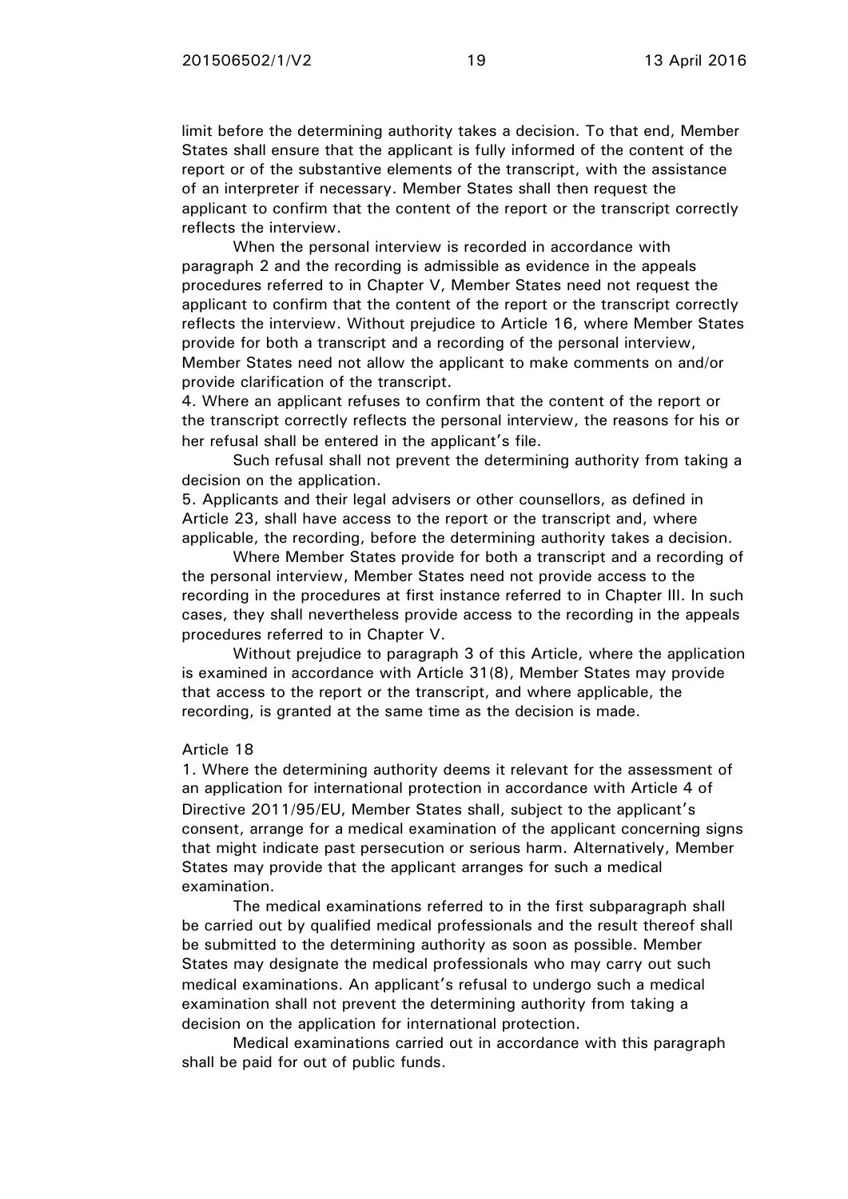limit before the determining authority takes a decision. To that end, Member States shall ensure that the applicant is fully informed of the content of the report or of the substantive elements of the transcript, with the assistance of an interpreter if necessary. Member States shall then request the applicant to confirm that the content of the report or the transcript correctly reflects the interview.

When the personal interview is recorded in accordance with paragraph 2 and the recording is admissible as evidence in the appeals procedures referred to in Chapter V, Member States need not request the applicant to confirm that the content of the report or the transcript correctly reflects the interview. Without prejudice to Article 16, where Member States provide for both a transcript and a recording of the personal interview, Member States need not allow the applicant to make comments on and/or provide clarification of the transcript.

4. Where an applicant refuses to confirm that the content of the report or the transcript correctly reflects the personal interview, the reasons for his or her refusal shall be entered in the applicant's file.

Such refusal shall not prevent the determining authority from taking a decision on the application.

5. Applicants and their legal advisers or other counsellors, as defined in Article 23, shall have access to the report or the transcript and, where applicable, the recording, before the determining authority takes a decision.

Where Member States provide for both a transcript and a recording of the personal interview, Member States need not provide access to the recording in the procedures at first instance referred to in Chapter III. In such cases, they shall nevertheless provide access to the recording in the appeals procedures referred to in Chapter V.

Without prejudice to paragraph 3 of this Article, where the application is examined in accordance with Article 31(8), Member States may provide that access to the report or the transcript, and where applicable, the recording, is granted at the same time as the decision is made.

Article 18

1. Where the determining authority deems it relevant for the assessment of an application for international protection in accordance with Article 4 of Directive 2011/95/EU, Member States shall, subject to the applicant's consent, arrange for a medical examination of the applicant concerning signs that might indicate past persecution or serious harm. Alternatively, Member States may provide that the applicant arranges for such a medical examination.

The medical examinations referred to in the first subparagraph shall be carried out by qualified medical professionals and the result thereof shall be submitted to the determining authority as soon as possible. Member States may designate the medical professionals who may carry out such medical examinations. An applicant's refusal to undergo such a medical examination shall not prevent the determining authority from taking a decision on the application for international protection.

Medical examinations carried out in accordance with this paragraph shall be paid for out of public funds.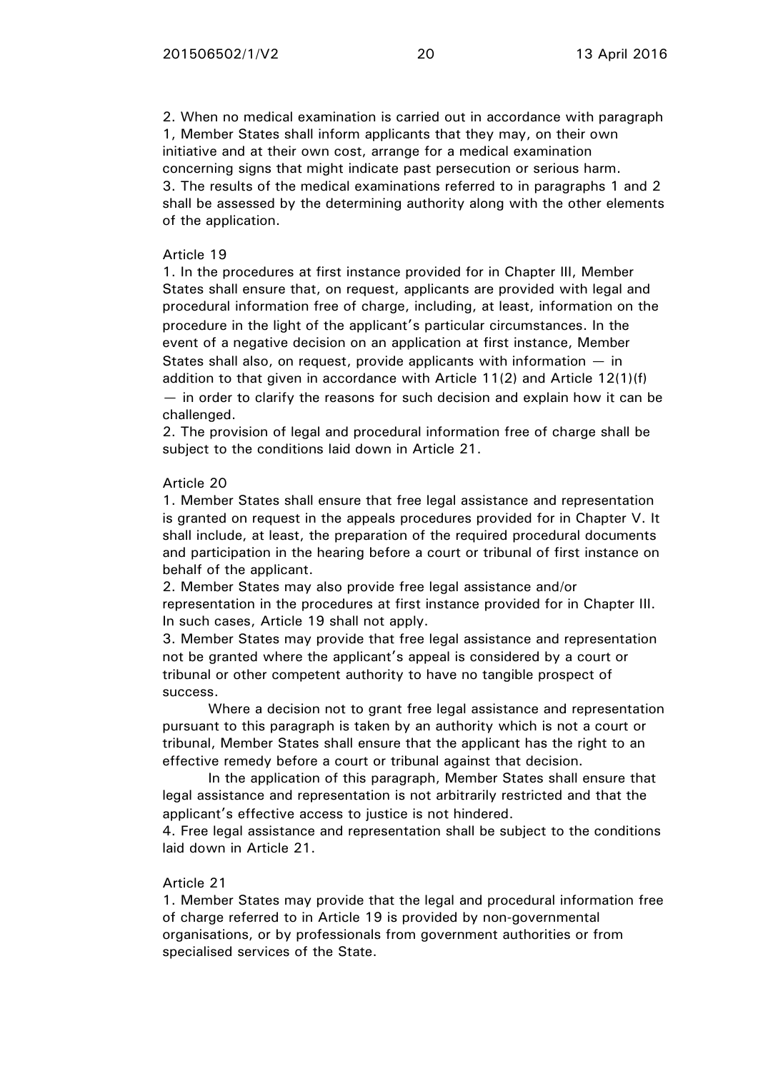2. When no medical examination is carried out in accordance with paragraph 1, Member States shall inform applicants that they may, on their own initiative and at their own cost, arrange for a medical examination concerning signs that might indicate past persecution or serious harm.
3. The results of the medical examinations referred to in paragraphs 1 and 2 shall be assessed by the determining authority along with the other elements of the application.

Article 19

1. In the procedures at first instance provided for in Chapter III, Member States shall ensure that, on request, applicants are provided with legal and procedural information free of charge, including, at least, information on the procedure in the light of the applicant's particular circumstances. In the event of a negative decision on an application at first instance, Member States shall also, on request, provide applicants with information — in addition to that given in accordance with Article 11(2) and Article 12(1)(f) — in order to clarify the reasons for such decision and explain how it can be challenged.
2. The provision of legal and procedural information free of charge shall be subject to the conditions laid down in Article 21.

Article 20

1. Member States shall ensure that free legal assistance and representation is granted on request in the appeals procedures provided for in Chapter V. It shall include, at least, the preparation of the required procedural documents and participation in the hearing before a court or tribunal of first instance on behalf of the applicant.
2. Member States may also provide free legal assistance and/or representation in the procedures at first instance provided for in Chapter III. In such cases, Article 19 shall not apply.
3. Member States may provide that free legal assistance and representation not be granted where the applicant's appeal is considered by a court or tribunal or other competent authority to have no tangible prospect of success.

Where a decision not to grant free legal assistance and representation pursuant to this paragraph is taken by an authority which is not a court or tribunal, Member States shall ensure that the applicant has the right to an effective remedy before a court or tribunal against that decision.

In the application of this paragraph, Member States shall ensure that legal assistance and representation is not arbitrarily restricted and that the applicant's effective access to justice is not hindered.

4. Free legal assistance and representation shall be subject to the conditions laid down in Article 21.

Article 21

1. Member States may provide that the legal and procedural information free of charge referred to in Article 19 is provided by non-governmental organisations, or by professionals from government authorities or from specialised services of the State.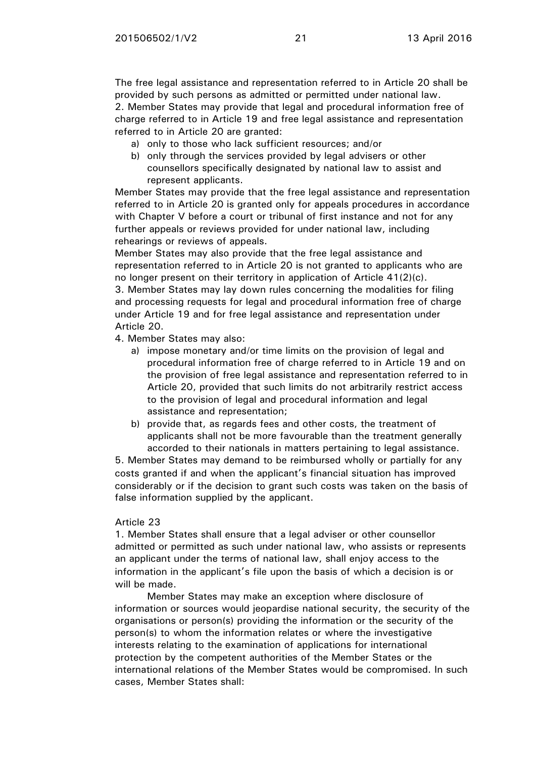The free legal assistance and representation referred to in Article 20 shall be provided by such persons as admitted or permitted under national law.
2. Member States may provide that legal and procedural information free of charge referred to in Article 19 and free legal assistance and representation referred to in Article 20 are granted:

a) only to those who lack sufficient resources; and/or
b) only through the services provided by legal advisers or other counsellors specifically designated by national law to assist and represent applicants.

Member States may provide that the free legal assistance and representation referred to in Article 20 is granted only for appeals procedures in accordance with Chapter V before a court or tribunal of first instance and not for any further appeals or reviews provided for under national law, including rehearings or reviews of appeals.
Member States may also provide that the free legal assistance and representation referred to in Article 20 is not granted to applicants who are no longer present on their territory in application of Article 41(2)(c).
3. Member States may lay down rules concerning the modalities for filing and processing requests for legal and procedural information free of charge under Article 19 and for free legal assistance and representation under Article 20.
4. Member States may also:

a) impose monetary and/or time limits on the provision of legal and procedural information free of charge referred to in Article 19 and on the provision of free legal assistance and representation referred to in Article 20, provided that such limits do not arbitrarily restrict access to the provision of legal and procedural information and legal assistance and representation;
b) provide that, as regards fees and other costs, the treatment of applicants shall not be more favourable than the treatment generally accorded to their nationals in matters pertaining to legal assistance.

5. Member States may demand to be reimbursed wholly or partially for any costs granted if and when the applicant's financial situation has improved considerably or if the decision to grant such costs was taken on the basis of false information supplied by the applicant.

Article 23
1. Member States shall ensure that a legal adviser or other counsellor admitted or permitted as such under national law, who assists or represents an applicant under the terms of national law, shall enjoy access to the information in the applicant's file upon the basis of which a decision is or will be made.

Member States may make an exception where disclosure of information or sources would jeopardise national security, the security of the organisations or person(s) providing the information or the security of the person(s) to whom the information relates or where the investigative interests relating to the examination of applications for international protection by the competent authorities of the Member States or the international relations of the Member States would be compromised. In such cases, Member States shall: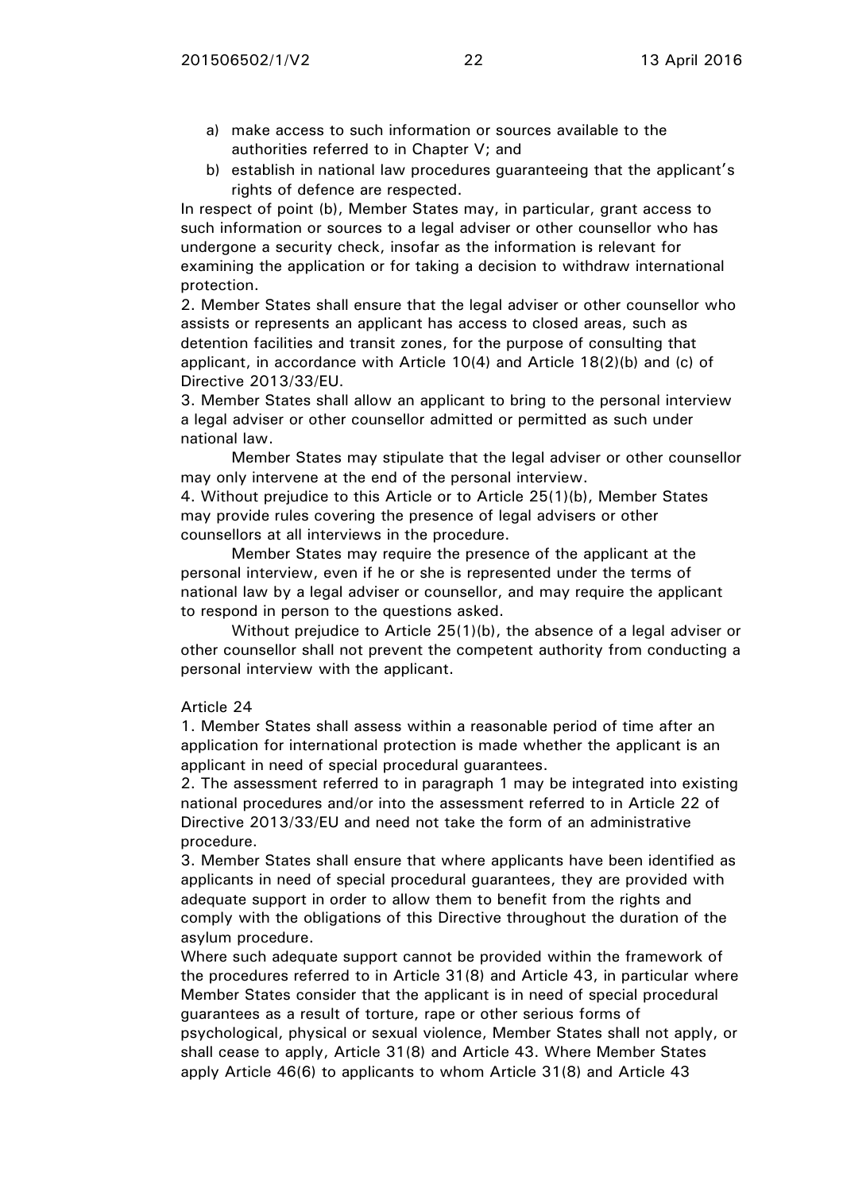a) make access to such information or sources available to the authorities referred to in Chapter V; and
b) establish in national law procedures guaranteeing that the applicant's rights of defence are respected.

In respect of point (b), Member States may, in particular, grant access to such information or sources to a legal adviser or other counsellor who has undergone a security check, insofar as the information is relevant for examining the application or for taking a decision to withdraw international protection.

2. Member States shall ensure that the legal adviser or other counsellor who assists or represents an applicant has access to closed areas, such as detention facilities and transit zones, for the purpose of consulting that applicant, in accordance with Article 10(4) and Article 18(2)(b) and (c) of Directive 2013/33/EU.

3. Member States shall allow an applicant to bring to the personal interview a legal adviser or other counsellor admitted or permitted as such under national law.

Member States may stipulate that the legal adviser or other counsellor may only intervene at the end of the personal interview.

4. Without prejudice to this Article or to Article 25(1)(b), Member States may provide rules covering the presence of legal advisers or other counsellors at all interviews in the procedure.

Member States may require the presence of the applicant at the personal interview, even if he or she is represented under the terms of national law by a legal adviser or counsellor, and may require the applicant to respond in person to the questions asked.

Without prejudice to Article 25(1)(b), the absence of a legal adviser or other counsellor shall not prevent the competent authority from conducting a personal interview with the applicant.

Article 24

1. Member States shall assess within a reasonable period of time after an application for international protection is made whether the applicant is an applicant in need of special procedural guarantees.

2. The assessment referred to in paragraph 1 may be integrated into existing national procedures and/or into the assessment referred to in Article 22 of Directive 2013/33/EU and need not take the form of an administrative procedure.

3. Member States shall ensure that where applicants have been identified as applicants in need of special procedural guarantees, they are provided with adequate support in order to allow them to benefit from the rights and comply with the obligations of this Directive throughout the duration of the asylum procedure.

Where such adequate support cannot be provided within the framework of the procedures referred to in Article 31(8) and Article 43, in particular where Member States consider that the applicant is in need of special procedural guarantees as a result of torture, rape or other serious forms of psychological, physical or sexual violence, Member States shall not apply, or shall cease to apply, Article 31(8) and Article 43. Where Member States apply Article 46(6) to applicants to whom Article 31(8) and Article 43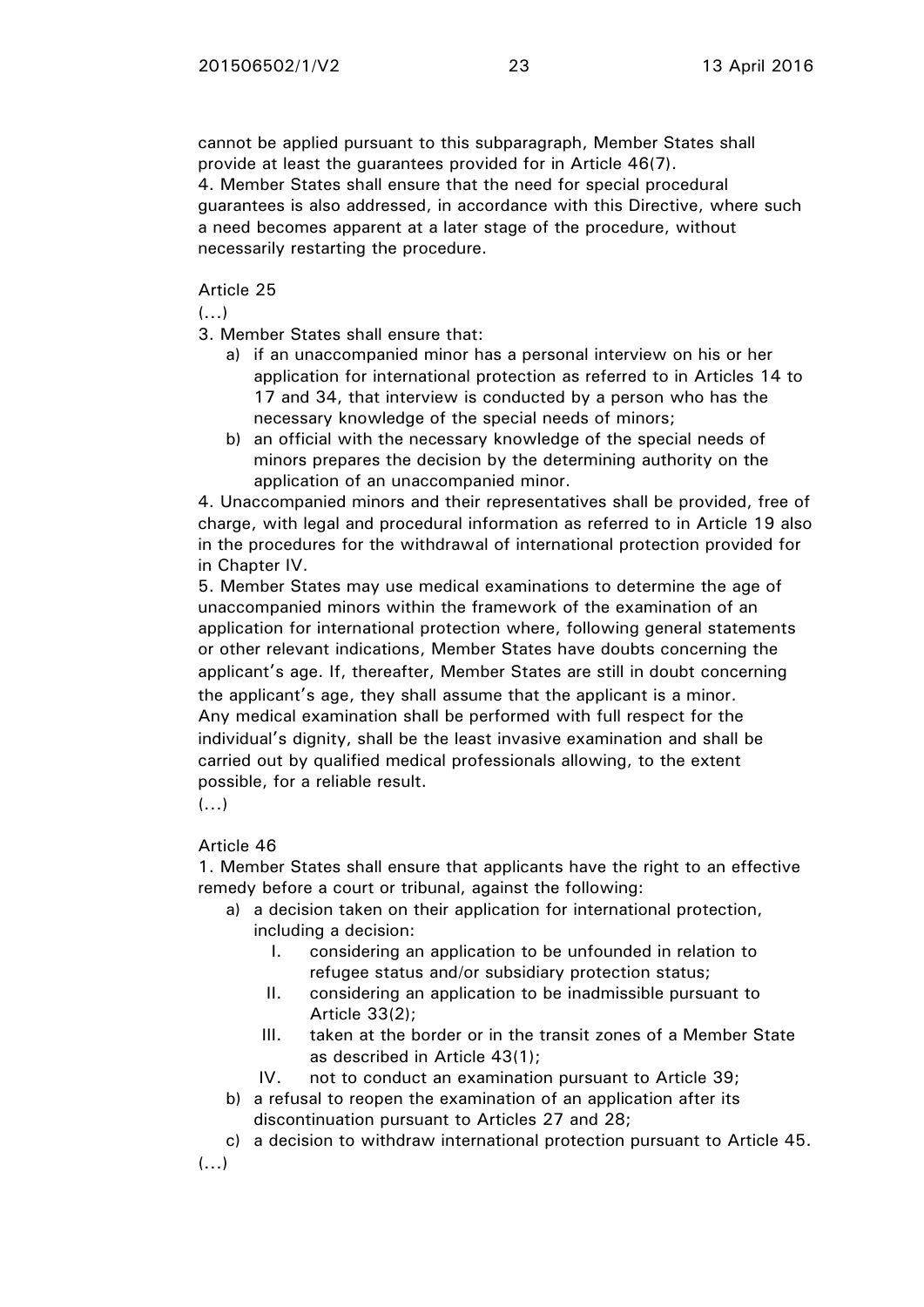cannot be applied pursuant to this subparagraph, Member States shall provide at least the guarantees provided for in Article 46(7).
4. Member States shall ensure that the need for special procedural guarantees is also addressed, in accordance with this Directive, where such a need becomes apparent at a later stage of the procedure, without necessarily restarting the procedure.

Article 25

(…)

3. Member States shall ensure that:

a) if an unaccompanied minor has a personal interview on his or her application for international protection as referred to in Articles 14 to 17 and 34, that interview is conducted by a person who has the necessary knowledge of the special needs of minors;
b) an official with the necessary knowledge of the special needs of minors prepares the decision by the determining authority on the application of an unaccompanied minor.

4. Unaccompanied minors and their representatives shall be provided, free of charge, with legal and procedural information as referred to in Article 19 also in the procedures for the withdrawal of international protection provided for in Chapter IV.
5. Member States may use medical examinations to determine the age of unaccompanied minors within the framework of the examination of an application for international protection where, following general statements or other relevant indications, Member States have doubts concerning the applicant's age. If, thereafter, Member States are still in doubt concerning the applicant's age, they shall assume that the applicant is a minor.
Any medical examination shall be performed with full respect for the individual's dignity, shall be the least invasive examination and shall be carried out by qualified medical professionals allowing, to the extent possible, for a reliable result.

(…)

Article 46

1. Member States shall ensure that applicants have the right to an effective remedy before a court or tribunal, against the following:

a) a decision taken on their application for international protection, including a decision:
    I. considering an application to be unfounded in relation to refugee status and/or subsidiary protection status;
    II. considering an application to be inadmissible pursuant to Article 33(2);
    III. taken at the border or in the transit zones of a Member State as described in Article 43(1);
    IV. not to conduct an examination pursuant to Article 39;
b) a refusal to reopen the examination of an application after its discontinuation pursuant to Articles 27 and 28;
c) a decision to withdraw international protection pursuant to Article 45.

(…)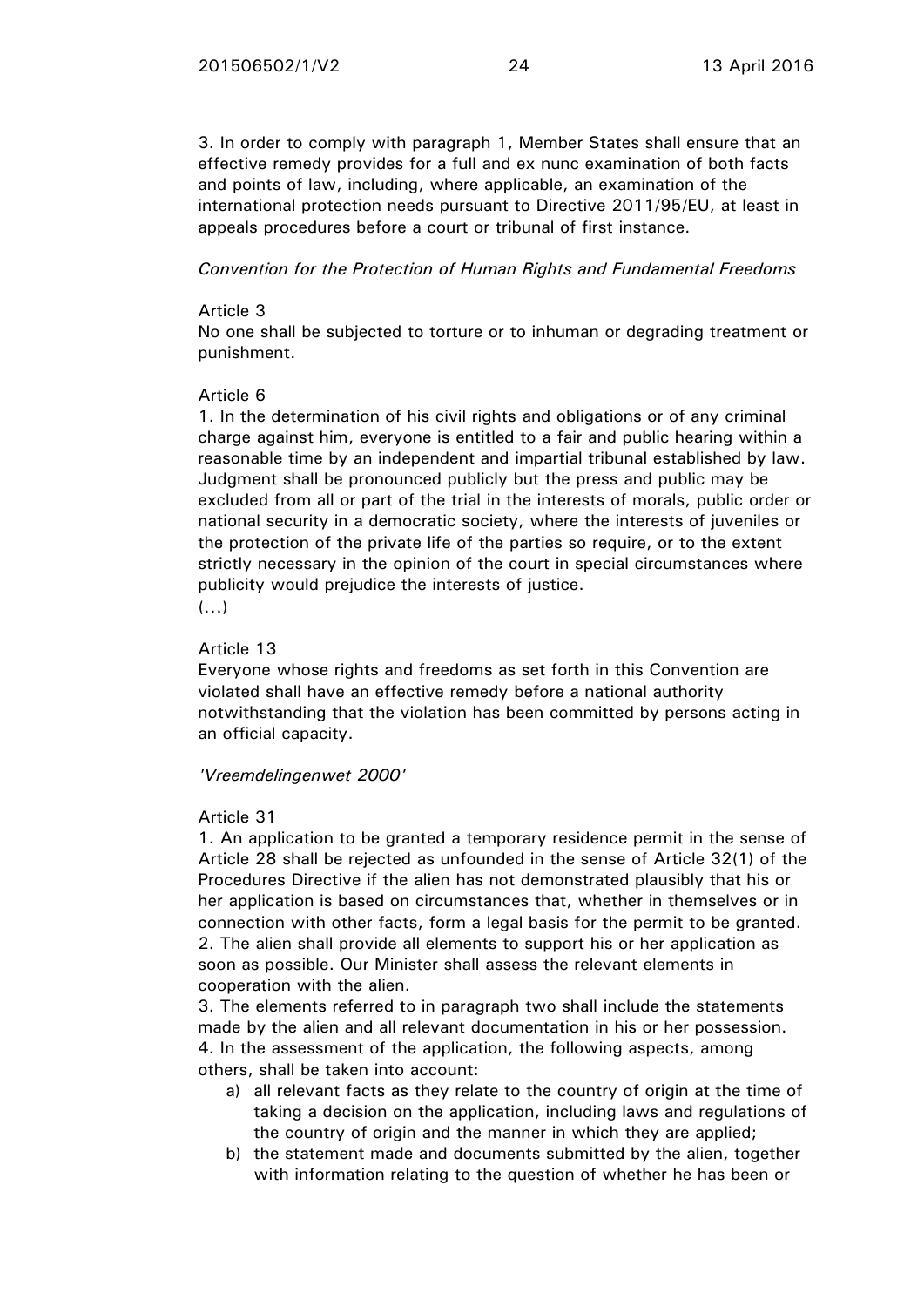3. In order to comply with paragraph 1, Member States shall ensure that an effective remedy provides for a full and ex nunc examination of both facts and points of law, including, where applicable, an examination of the international protection needs pursuant to Directive 2011/95/EU, at least in appeals procedures before a court or tribunal of first instance.

*Convention for the Protection of Human Rights and Fundamental Freedoms*

Article 3
No one shall be subjected to torture or to inhuman or degrading treatment or punishment.

Article 6
1. In the determination of his civil rights and obligations or of any criminal charge against him, everyone is entitled to a fair and public hearing within a reasonable time by an independent and impartial tribunal established by law. Judgment shall be pronounced publicly but the press and public may be excluded from all or part of the trial in the interests of morals, public order or national security in a democratic society, where the interests of juveniles or the protection of the private life of the parties so require, or to the extent strictly necessary in the opinion of the court in special circumstances where publicity would prejudice the interests of justice.
(...)

Article 13
Everyone whose rights and freedoms as set forth in this Convention are violated shall have an effective remedy before a national authority notwithstanding that the violation has been committed by persons acting in an official capacity.

*'Vreemdelingenwet 2000'*

Article 31
1. An application to be granted a temporary residence permit in the sense of Article 28 shall be rejected as unfounded in the sense of Article 32(1) of the Procedures Directive if the alien has not demonstrated plausibly that his or her application is based on circumstances that, whether in themselves or in connection with other facts, form a legal basis for the permit to be granted.
2. The alien shall provide all elements to support his or her application as soon as possible. Our Minister shall assess the relevant elements in cooperation with the alien.
3. The elements referred to in paragraph two shall include the statements made by the alien and all relevant documentation in his or her possession.
4. In the assessment of the application, the following aspects, among others, shall be taken into account:

a) all relevant facts as they relate to the country of origin at the time of taking a decision on the application, including laws and regulations of the country of origin and the manner in which they are applied;
b) the statement made and documents submitted by the alien, together with information relating to the question of whether he has been or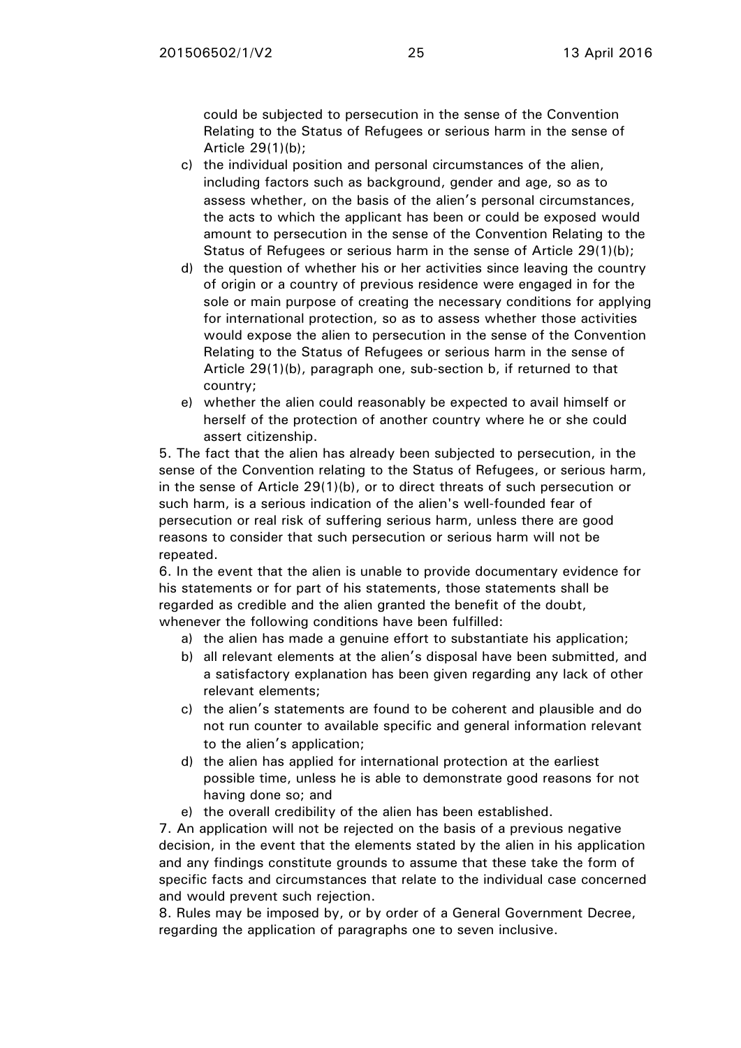could be subjected to persecution in the sense of the Convention Relating to the Status of Refugees or serious harm in the sense of Article 29(1)(b);

c) the individual position and personal circumstances of the alien, including factors such as background, gender and age, so as to assess whether, on the basis of the alien's personal circumstances, the acts to which the applicant has been or could be exposed would amount to persecution in the sense of the Convention Relating to the Status of Refugees or serious harm in the sense of Article 29(1)(b);

d) the question of whether his or her activities since leaving the country of origin or a country of previous residence were engaged in for the sole or main purpose of creating the necessary conditions for applying for international protection, so as to assess whether those activities would expose the alien to persecution in the sense of the Convention Relating to the Status of Refugees or serious harm in the sense of Article 29(1)(b), paragraph one, sub-section b, if returned to that country;

e) whether the alien could reasonably be expected to avail himself or herself of the protection of another country where he or she could assert citizenship.

5. The fact that the alien has already been subjected to persecution, in the sense of the Convention relating to the Status of Refugees, or serious harm, in the sense of Article 29(1)(b), or to direct threats of such persecution or such harm, is a serious indication of the alien's well-founded fear of persecution or real risk of suffering serious harm, unless there are good reasons to consider that such persecution or serious harm will not be repeated.

6. In the event that the alien is unable to provide documentary evidence for his statements or for part of his statements, those statements shall be regarded as credible and the alien granted the benefit of the doubt, whenever the following conditions have been fulfilled:

a) the alien has made a genuine effort to substantiate his application;
b) all relevant elements at the alien's disposal have been submitted, and a satisfactory explanation has been given regarding any lack of other relevant elements;
c) the alien's statements are found to be coherent and plausible and do not run counter to available specific and general information relevant to the alien's application;
d) the alien has applied for international protection at the earliest possible time, unless he is able to demonstrate good reasons for not having done so; and
e) the overall credibility of the alien has been established.

7. An application will not be rejected on the basis of a previous negative decision, in the event that the elements stated by the alien in his application and any findings constitute grounds to assume that these take the form of specific facts and circumstances that relate to the individual case concerned and would prevent such rejection.

8. Rules may be imposed by, or by order of a General Government Decree, regarding the application of paragraphs one to seven inclusive.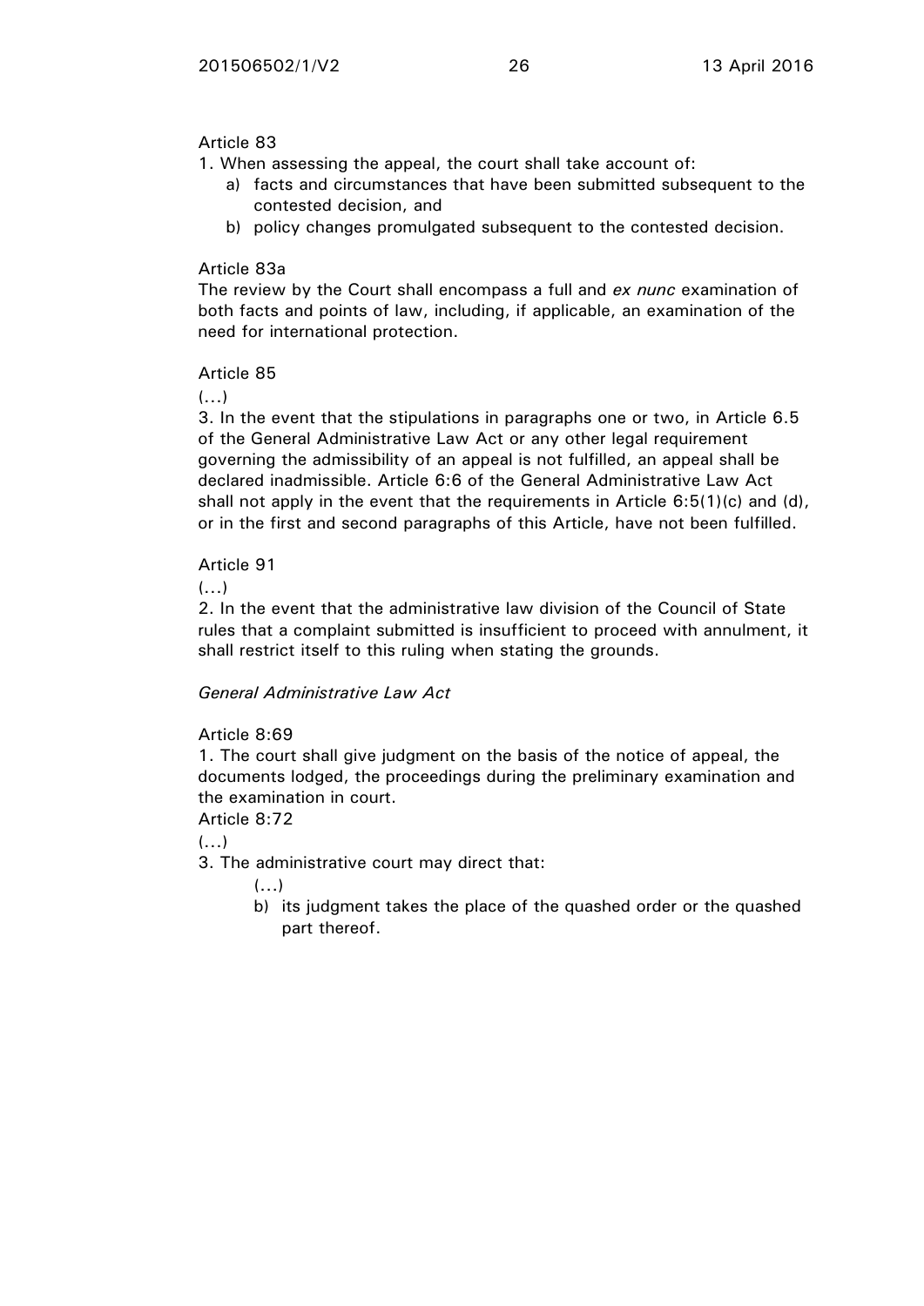Article 83

1. When assessing the appeal, the court shall take account of:
   a) facts and circumstances that have been submitted subsequent to the contested decision, and
   b) policy changes promulgated subsequent to the contested decision.

Article 83a

The review by the Court shall encompass a full and *ex nunc* examination of both facts and points of law, including, if applicable, an examination of the need for international protection.

Article 85

(...)

3. In the event that the stipulations in paragraphs one or two, in Article 6.5 of the General Administrative Law Act or any other legal requirement governing the admissibility of an appeal is not fulfilled, an appeal shall be declared inadmissible. Article 6:6 of the General Administrative Law Act shall not apply in the event that the requirements in Article 6:5(1)(c) and (d), or in the first and second paragraphs of this Article, have not been fulfilled.

Article 91

(...)

2. In the event that the administrative law division of the Council of State rules that a complaint submitted is insufficient to proceed with annulment, it shall restrict itself to this ruling when stating the grounds.

*General Administrative Law Act*

Article 8:69

1. The court shall give judgment on the basis of the notice of appeal, the documents lodged, the proceedings during the preliminary examination and the examination in court.

Article 8:72

(...)

3. The administrative court may direct that:

   (...)

   b) its judgment takes the place of the quashed order or the quashed part thereof.